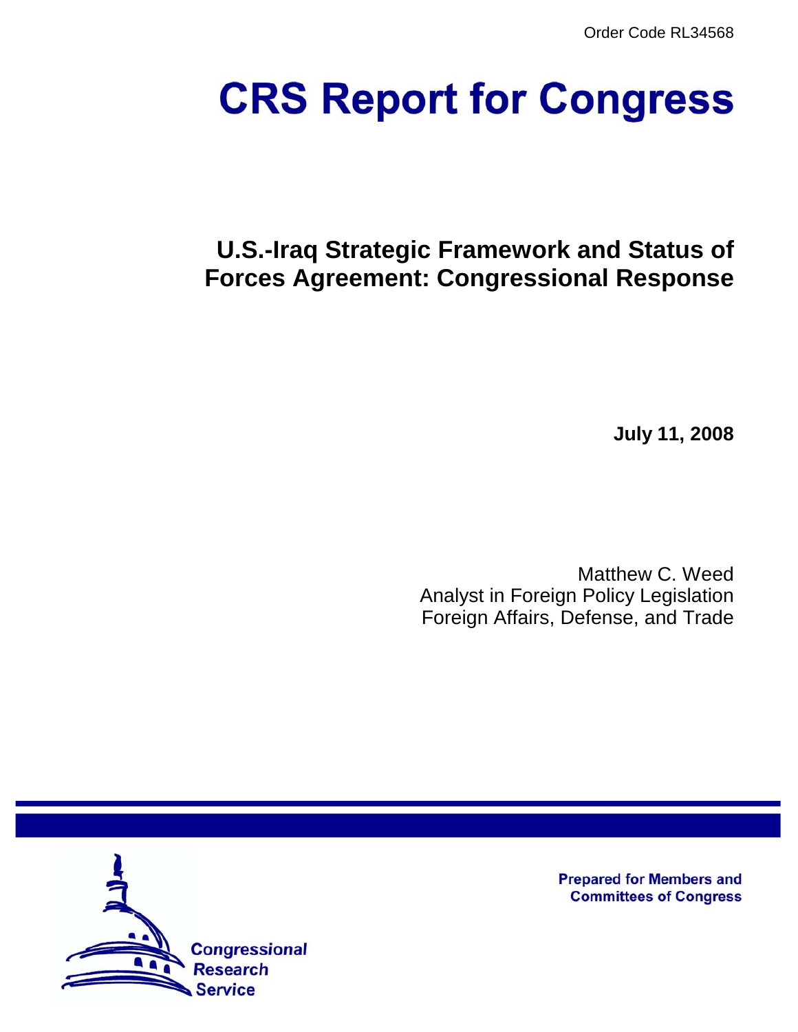Order Code RL34568

# CRS Report for Congress

## U.S.-Iraq Strategic Framework and Status of Forces Agreement: Congressional Response

**July 11, 2008**

Matthew C. Weed
Analyst in Foreign Policy Legislation
Foreign Affairs, Defense, and Trade

**Prepared for Members and Committees of Congress**

Congressional Research Service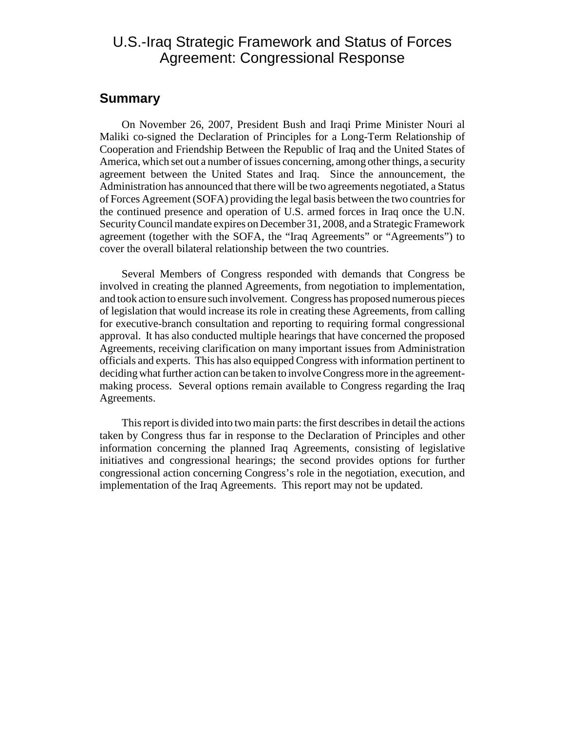# U.S.-Iraq Strategic Framework and Status of Forces Agreement: Congressional Response

## Summary

On November 26, 2007, President Bush and Iraqi Prime Minister Nouri al Maliki co-signed the Declaration of Principles for a Long-Term Relationship of Cooperation and Friendship Between the Republic of Iraq and the United States of America, which set out a number of issues concerning, among other things, a security agreement between the United States and Iraq. Since the announcement, the Administration has announced that there will be two agreements negotiated, a Status of Forces Agreement (SOFA) providing the legal basis between the two countries for the continued presence and operation of U.S. armed forces in Iraq once the U.N. Security Council mandate expires on December 31, 2008, and a Strategic Framework agreement (together with the SOFA, the "Iraq Agreements" or "Agreements") to cover the overall bilateral relationship between the two countries.

Several Members of Congress responded with demands that Congress be involved in creating the planned Agreements, from negotiation to implementation, and took action to ensure such involvement. Congress has proposed numerous pieces of legislation that would increase its role in creating these Agreements, from calling for executive-branch consultation and reporting to requiring formal congressional approval. It has also conducted multiple hearings that have concerned the proposed Agreements, receiving clarification on many important issues from Administration officials and experts. This has also equipped Congress with information pertinent to deciding what further action can be taken to involve Congress more in the agreement-making process. Several options remain available to Congress regarding the Iraq Agreements.

This report is divided into two main parts: the first describes in detail the actions taken by Congress thus far in response to the Declaration of Principles and other information concerning the planned Iraq Agreements, consisting of legislative initiatives and congressional hearings; the second provides options for further congressional action concerning Congress's role in the negotiation, execution, and implementation of the Iraq Agreements. This report may not be updated.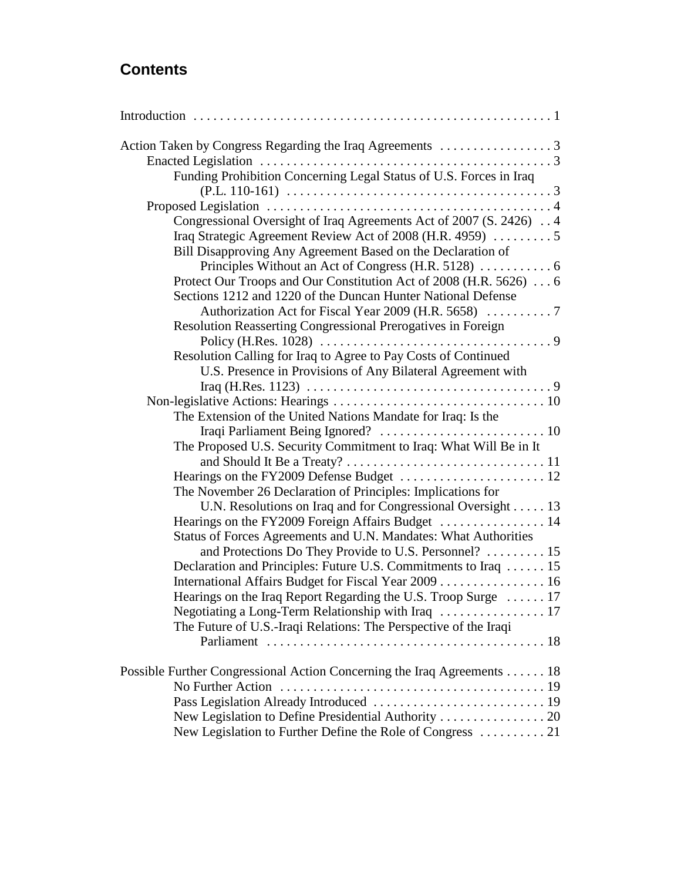## Contents

Introduction . . . . . . . . . . . . . . . . . . . . . . . . . . . . . . . . . . . . . . . . . . . . . . . . . . . . . 1

Action Taken by Congress Regarding the Iraq Agreements . . . . . . . . . . . . . . . . . 3
- Enacted Legislation . . . . . . . . . . . . . . . . . . . . . . . . . . . . . . . . . . . . . . . . . . . . 3
  - Funding Prohibition Concerning Legal Status of U.S. Forces in Iraq (P.L. 110-161) . . . . . . . . . . . . . . . . . . . . . . . . . . . . . . . . . . . . . . . 3
- Proposed Legislation . . . . . . . . . . . . . . . . . . . . . . . . . . . . . . . . . . . . . . . . . . 4
  - Congressional Oversight of Iraq Agreements Act of 2007 (S. 2426) . . 4
  - Iraq Strategic Agreement Review Act of 2008 (H.R. 4959) . . . . . . . . . 5
  - Bill Disapproving Any Agreement Based on the Declaration of Principles Without an Act of Congress (H.R. 5128) . . . . . . . . . . . 6
  - Protect Our Troops and Our Constitution Act of 2008 (H.R. 5626) . . . 6
  - Sections 1212 and 1220 of the Duncan Hunter National Defense Authorization Act for Fiscal Year 2009 (H.R. 5658) . . . . . . . . . . 7
  - Resolution Reasserting Congressional Prerogatives in Foreign Policy (H.Res. 1028) . . . . . . . . . . . . . . . . . . . . . . . . . . . . . . . . . . . 9
  - Resolution Calling for Iraq to Agree to Pay Costs of Continued U.S. Presence in Provisions of Any Bilateral Agreement with Iraq (H.Res. 1123) . . . . . . . . . . . . . . . . . . . . . . . . . . . . . . . . . . . . 9
- Non-legislative Actions: Hearings . . . . . . . . . . . . . . . . . . . . . . . . . . . . . . . . 10
  - The Extension of the United Nations Mandate for Iraq: Is the Iraqi Parliament Being Ignored? . . . . . . . . . . . . . . . . . . . . . . . . . 10
  - The Proposed U.S. Security Commitment to Iraq: What Will Be in It and Should It Be a Treaty? . . . . . . . . . . . . . . . . . . . . . . . . . . . . . . 11
  - Hearings on the FY2009 Defense Budget . . . . . . . . . . . . . . . . . . . . . . 12
  - The November 26 Declaration of Principles: Implications for U.N. Resolutions on Iraq and for Congressional Oversight . . . . . 13
  - Hearings on the FY2009 Foreign Affairs Budget . . . . . . . . . . . . . . . . 14
  - Status of Forces Agreements and U.N. Mandates: What Authorities and Protections Do They Provide to U.S. Personnel? . . . . . . . . . 15
  - Declaration and Principles: Future U.S. Commitments to Iraq . . . . . . 15
  - International Affairs Budget for Fiscal Year 2009 . . . . . . . . . . . . . . . . 16
  - Hearings on the Iraq Report Regarding the U.S. Troop Surge . . . . . . 17
  - Negotiating a Long-Term Relationship with Iraq . . . . . . . . . . . . . . . . 17
  - The Future of U.S.-Iraqi Relations: The Perspective of the Iraqi Parliament . . . . . . . . . . . . . . . . . . . . . . . . . . . . . . . . . . . . . . . . . . 18

Possible Further Congressional Action Concerning the Iraq Agreements . . . . . . 18
- No Further Action . . . . . . . . . . . . . . . . . . . . . . . . . . . . . . . . . . . . . . . . . 19
- Pass Legislation Already Introduced . . . . . . . . . . . . . . . . . . . . . . . . . . 19
- New Legislation to Define Presidential Authority . . . . . . . . . . . . . . . . 20
- New Legislation to Further Define the Role of Congress . . . . . . . . . . 21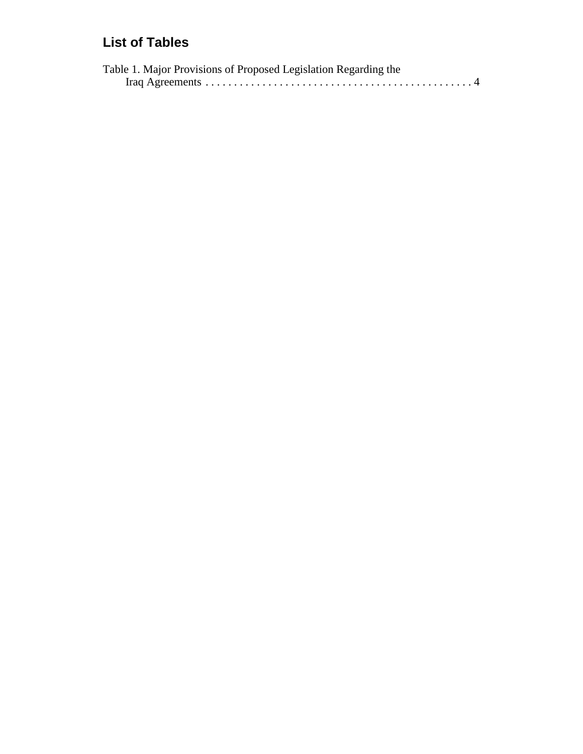## List of Tables

Table 1. Major Provisions of Proposed Legislation Regarding the Iraq Agreements . . . . . . . . . . . . . . . . . . . . . . . . . . . . . . . . . . . . . . . . . . . . . . 4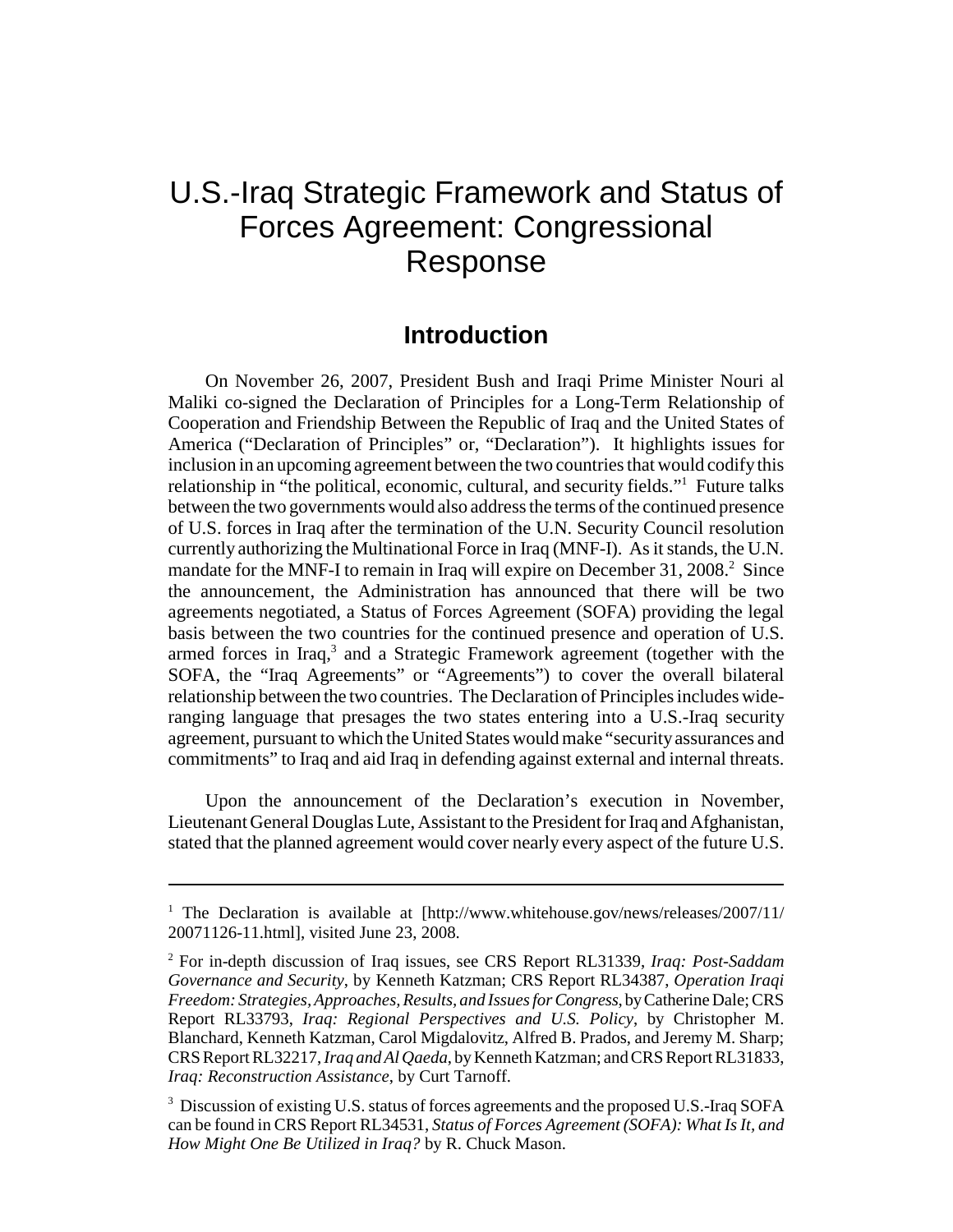# U.S.-Iraq Strategic Framework and Status of Forces Agreement: Congressional Response

## Introduction

On November 26, 2007, President Bush and Iraqi Prime Minister Nouri al Maliki co-signed the Declaration of Principles for a Long-Term Relationship of Cooperation and Friendship Between the Republic of Iraq and the United States of America ("Declaration of Principles" or, "Declaration"). It highlights issues for inclusion in an upcoming agreement between the two countries that would codify this relationship in "the political, economic, cultural, and security fields."[1] Future talks between the two governments would also address the terms of the continued presence of U.S. forces in Iraq after the termination of the U.N. Security Council resolution currently authorizing the Multinational Force in Iraq (MNF-I). As it stands, the U.N. mandate for the MNF-I to remain in Iraq will expire on December 31, 2008.[2] Since the announcement, the Administration has announced that there will be two agreements negotiated, a Status of Forces Agreement (SOFA) providing the legal basis between the two countries for the continued presence and operation of U.S. armed forces in Iraq,[3] and a Strategic Framework agreement (together with the SOFA, the "Iraq Agreements" or "Agreements") to cover the overall bilateral relationship between the two countries. The Declaration of Principles includes wide-ranging language that presages the two states entering into a U.S.-Iraq security agreement, pursuant to which the United States would make "security assurances and commitments" to Iraq and aid Iraq in defending against external and internal threats.

Upon the announcement of the Declaration's execution in November, Lieutenant General Douglas Lute, Assistant to the President for Iraq and Afghanistan, stated that the planned agreement would cover nearly every aspect of the future U.S.

---

[1] The Declaration is available at [http://www.whitehouse.gov/news/releases/2007/11/20071126-11.html], visited June 23, 2008.

[2] For in-depth discussion of Iraq issues, see CRS Report RL31339, *Iraq: Post-Saddam Governance and Security*, by Kenneth Katzman; CRS Report RL34387, *Operation Iraqi Freedom: Strategies, Approaches, Results, and Issues for Congress*, by Catherine Dale; CRS Report RL33793, *Iraq: Regional Perspectives and U.S. Policy*, by Christopher M. Blanchard, Kenneth Katzman, Carol Migdalovitz, Alfred B. Prados, and Jeremy M. Sharp; CRS Report RL32217, *Iraq and Al Qaeda*, by Kenneth Katzman; and CRS Report RL31833, *Iraq: Reconstruction Assistance*, by Curt Tarnoff.

[3] Discussion of existing U.S. status of forces agreements and the proposed U.S.-Iraq SOFA can be found in CRS Report RL34531, *Status of Forces Agreement (SOFA): What Is It, and How Might One Be Utilized in Iraq?* by R. Chuck Mason.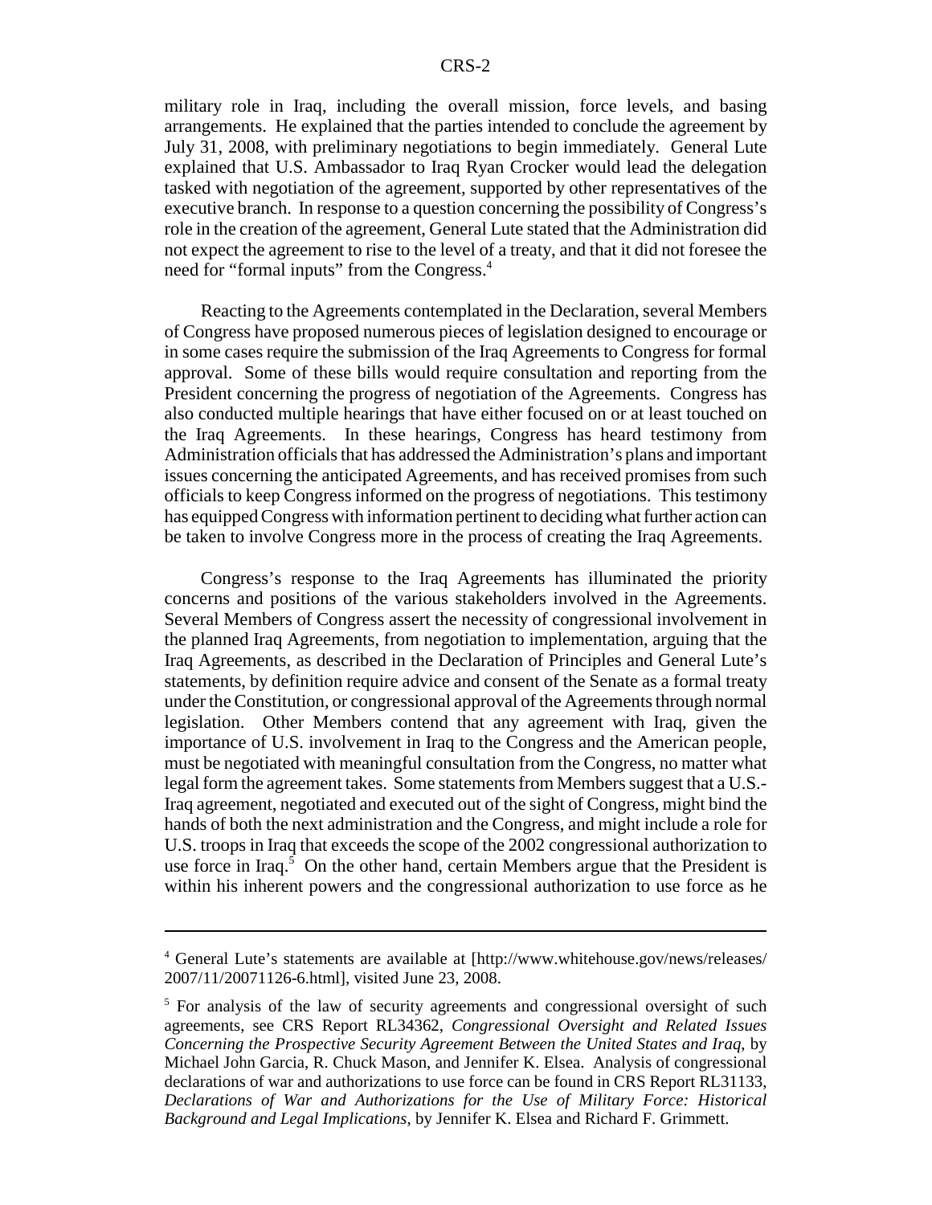military role in Iraq, including the overall mission, force levels, and basing arrangements. He explained that the parties intended to conclude the agreement by July 31, 2008, with preliminary negotiations to begin immediately. General Lute explained that U.S. Ambassador to Iraq Ryan Crocker would lead the delegation tasked with negotiation of the agreement, supported by other representatives of the executive branch. In response to a question concerning the possibility of Congress's role in the creation of the agreement, General Lute stated that the Administration did not expect the agreement to rise to the level of a treaty, and that it did not foresee the need for "formal inputs" from the Congress.[4]

Reacting to the Agreements contemplated in the Declaration, several Members of Congress have proposed numerous pieces of legislation designed to encourage or in some cases require the submission of the Iraq Agreements to Congress for formal approval. Some of these bills would require consultation and reporting from the President concerning the progress of negotiation of the Agreements. Congress has also conducted multiple hearings that have either focused on or at least touched on the Iraq Agreements. In these hearings, Congress has heard testimony from Administration officials that has addressed the Administration's plans and important issues concerning the anticipated Agreements, and has received promises from such officials to keep Congress informed on the progress of negotiations. This testimony has equipped Congress with information pertinent to deciding what further action can be taken to involve Congress more in the process of creating the Iraq Agreements.

Congress's response to the Iraq Agreements has illuminated the priority concerns and positions of the various stakeholders involved in the Agreements. Several Members of Congress assert the necessity of congressional involvement in the planned Iraq Agreements, from negotiation to implementation, arguing that the Iraq Agreements, as described in the Declaration of Principles and General Lute's statements, by definition require advice and consent of the Senate as a formal treaty under the Constitution, or congressional approval of the Agreements through normal legislation. Other Members contend that any agreement with Iraq, given the importance of U.S. involvement in Iraq to the Congress and the American people, must be negotiated with meaningful consultation from the Congress, no matter what legal form the agreement takes. Some statements from Members suggest that a U.S.-Iraq agreement, negotiated and executed out of the sight of Congress, might bind the hands of both the next administration and the Congress, and might include a role for U.S. troops in Iraq that exceeds the scope of the 2002 congressional authorization to use force in Iraq.[5] On the other hand, certain Members argue that the President is within his inherent powers and the congressional authorization to use force as he

---

[4] General Lute's statements are available at [http://www.whitehouse.gov/news/releases/2007/11/20071126-6.html], visited June 23, 2008.

[5] For analysis of the law of security agreements and congressional oversight of such agreements, see CRS Report RL34362, *Congressional Oversight and Related Issues Concerning the Prospective Security Agreement Between the United States and Iraq*, by Michael John Garcia, R. Chuck Mason, and Jennifer K. Elsea. Analysis of congressional declarations of war and authorizations to use force can be found in CRS Report RL31133, *Declarations of War and Authorizations for the Use of Military Force: Historical Background and Legal Implications*, by Jennifer K. Elsea and Richard F. Grimmett.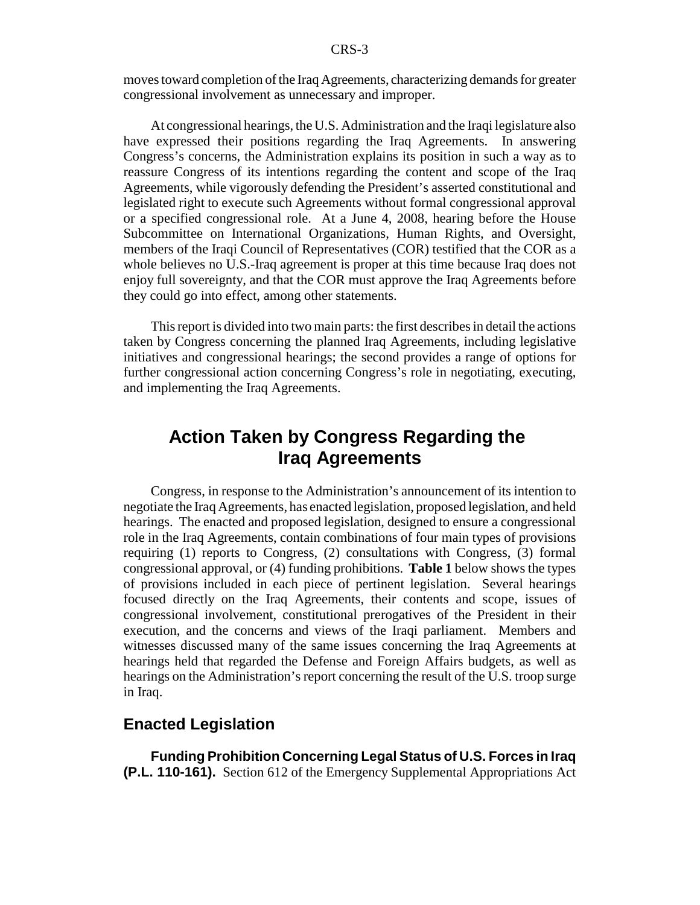moves toward completion of the Iraq Agreements, characterizing demands for greater congressional involvement as unnecessary and improper.

At congressional hearings, the U.S. Administration and the Iraqi legislature also have expressed their positions regarding the Iraq Agreements. In answering Congress's concerns, the Administration explains its position in such a way as to reassure Congress of its intentions regarding the content and scope of the Iraq Agreements, while vigorously defending the President's asserted constitutional and legislated right to execute such Agreements without formal congressional approval or a specified congressional role. At a June 4, 2008, hearing before the House Subcommittee on International Organizations, Human Rights, and Oversight, members of the Iraqi Council of Representatives (COR) testified that the COR as a whole believes no U.S.-Iraq agreement is proper at this time because Iraq does not enjoy full sovereignty, and that the COR must approve the Iraq Agreements before they could go into effect, among other statements.

This report is divided into two main parts: the first describes in detail the actions taken by Congress concerning the planned Iraq Agreements, including legislative initiatives and congressional hearings; the second provides a range of options for further congressional action concerning Congress's role in negotiating, executing, and implementing the Iraq Agreements.

# Action Taken by Congress Regarding the Iraq Agreements

Congress, in response to the Administration's announcement of its intention to negotiate the Iraq Agreements, has enacted legislation, proposed legislation, and held hearings. The enacted and proposed legislation, designed to ensure a congressional role in the Iraq Agreements, contain combinations of four main types of provisions requiring (1) reports to Congress, (2) consultations with Congress, (3) formal congressional approval, or (4) funding prohibitions. **Table 1** below shows the types of provisions included in each piece of pertinent legislation. Several hearings focused directly on the Iraq Agreements, their contents and scope, issues of congressional involvement, constitutional prerogatives of the President in their execution, and the concerns and views of the Iraqi parliament. Members and witnesses discussed many of the same issues concerning the Iraq Agreements at hearings held that regarded the Defense and Foreign Affairs budgets, as well as hearings on the Administration's report concerning the result of the U.S. troop surge in Iraq.

## Enacted Legislation

**Funding Prohibition Concerning Legal Status of U.S. Forces in Iraq (P.L. 110-161).** Section 612 of the Emergency Supplemental Appropriations Act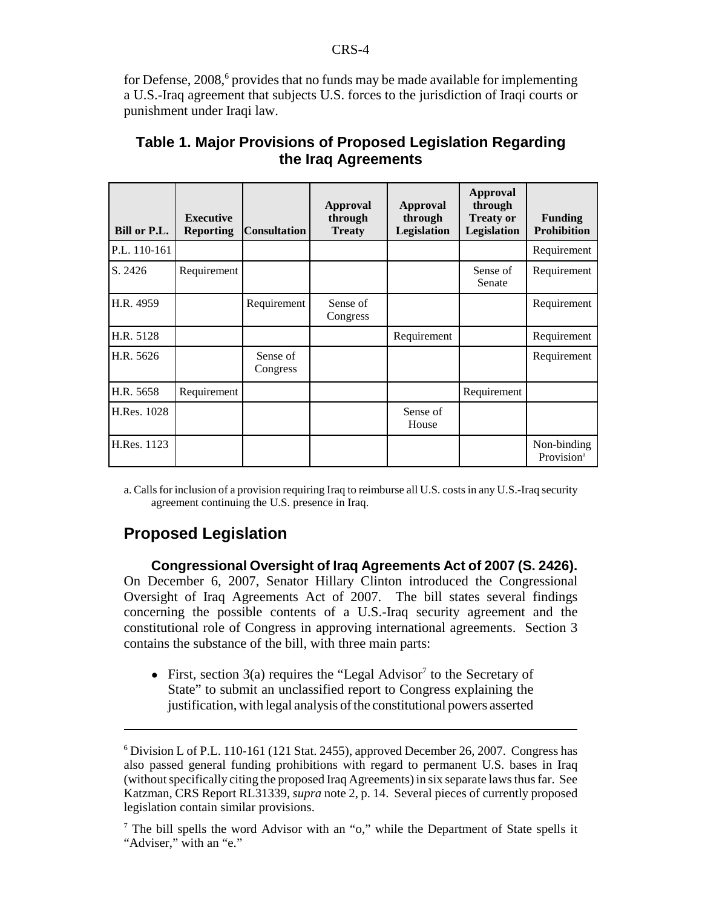for Defense, 2008,[6] provides that no funds may be made available for implementing a U.S.-Iraq agreement that subjects U.S. forces to the jurisdiction of Iraqi courts or punishment under Iraqi law.

**Table 1. Major Provisions of Proposed Legislation Regarding the Iraq Agreements**

| Bill or P.L. | Executive Reporting | Consultation | Approval through Treaty | Approval through Legislation | Approval through Treaty or Legislation | Funding Prohibition |
|---|---|---|---|---|---|---|
| P.L. 110-161 | | | | | | Requirement |
| S. 2426 | Requirement | | | | Sense of Senate | Requirement |
| H.R. 4959 | | Requirement | Sense of Congress | | | Requirement |
| H.R. 5128 | | | | Requirement | | Requirement |
| H.R. 5626 | | Sense of Congress | | | | Requirement |
| H.R. 5658 | Requirement | | | | Requirement | |
| H.Res. 1028 | | | | Sense of House | | |
| H.Res. 1123 | | | | | | Non-binding Provision[a] |

a. Calls for inclusion of a provision requiring Iraq to reimburse all U.S. costs in any U.S.-Iraq security agreement continuing the U.S. presence in Iraq.

## Proposed Legislation

**Congressional Oversight of Iraq Agreements Act of 2007 (S. 2426).** On December 6, 2007, Senator Hillary Clinton introduced the Congressional Oversight of Iraq Agreements Act of 2007. The bill states several findings concerning the possible contents of a U.S.-Iraq security agreement and the constitutional role of Congress in approving international agreements. Section 3 contains the substance of the bill, with three main parts:

- First, section 3(a) requires the "Legal Advisor[7] to the Secretary of State" to submit an unclassified report to Congress explaining the justification, with legal analysis of the constitutional powers asserted

[6] Division L of P.L. 110-161 (121 Stat. 2455), approved December 26, 2007. Congress has also passed general funding prohibitions with regard to permanent U.S. bases in Iraq (without specifically citing the proposed Iraq Agreements) in six separate laws thus far. See Katzman, CRS Report RL31339, *supra* note 2, p. 14. Several pieces of currently proposed legislation contain similar provisions.

[7] The bill spells the word Advisor with an "o," while the Department of State spells it "Adviser," with an "e."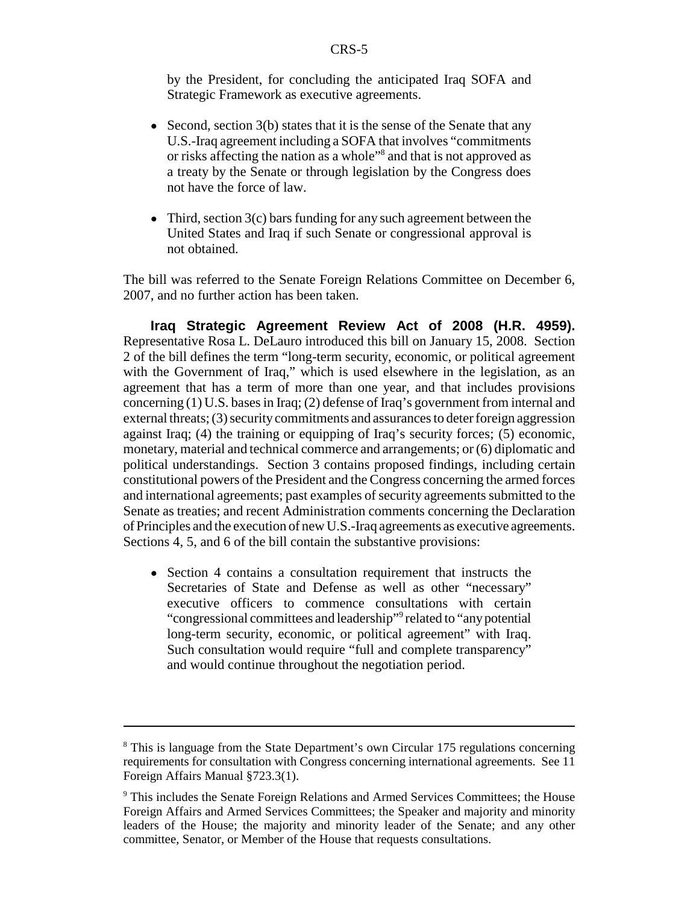by the President, for concluding the anticipated Iraq SOFA and Strategic Framework as executive agreements.

- Second, section 3(b) states that it is the sense of the Senate that any U.S.-Iraq agreement including a SOFA that involves "commitments or risks affecting the nation as a whole"[8] and that is not approved as a treaty by the Senate or through legislation by the Congress does not have the force of law.
- Third, section 3(c) bars funding for any such agreement between the United States and Iraq if such Senate or congressional approval is not obtained.

The bill was referred to the Senate Foreign Relations Committee on December 6, 2007, and no further action has been taken.

**Iraq Strategic Agreement Review Act of 2008 (H.R. 4959).** Representative Rosa L. DeLauro introduced this bill on January 15, 2008. Section 2 of the bill defines the term "long-term security, economic, or political agreement with the Government of Iraq," which is used elsewhere in the legislation, as an agreement that has a term of more than one year, and that includes provisions concerning (1) U.S. bases in Iraq; (2) defense of Iraq's government from internal and external threats; (3) security commitments and assurances to deter foreign aggression against Iraq; (4) the training or equipping of Iraq's security forces; (5) economic, monetary, material and technical commerce and arrangements; or (6) diplomatic and political understandings. Section 3 contains proposed findings, including certain constitutional powers of the President and the Congress concerning the armed forces and international agreements; past examples of security agreements submitted to the Senate as treaties; and recent Administration comments concerning the Declaration of Principles and the execution of new U.S.-Iraq agreements as executive agreements. Sections 4, 5, and 6 of the bill contain the substantive provisions:

- Section 4 contains a consultation requirement that instructs the Secretaries of State and Defense as well as other "necessary" executive officers to commence consultations with certain "congressional committees and leadership"[9] related to "any potential long-term security, economic, or political agreement" with Iraq. Such consultation would require "full and complete transparency" and would continue throughout the negotiation period.

---

[8] This is language from the State Department's own Circular 175 regulations concerning requirements for consultation with Congress concerning international agreements. See 11 Foreign Affairs Manual §723.3(1).

[9] This includes the Senate Foreign Relations and Armed Services Committees; the House Foreign Affairs and Armed Services Committees; the Speaker and majority and minority leaders of the House; the majority and minority leader of the Senate; and any other committee, Senator, or Member of the House that requests consultations.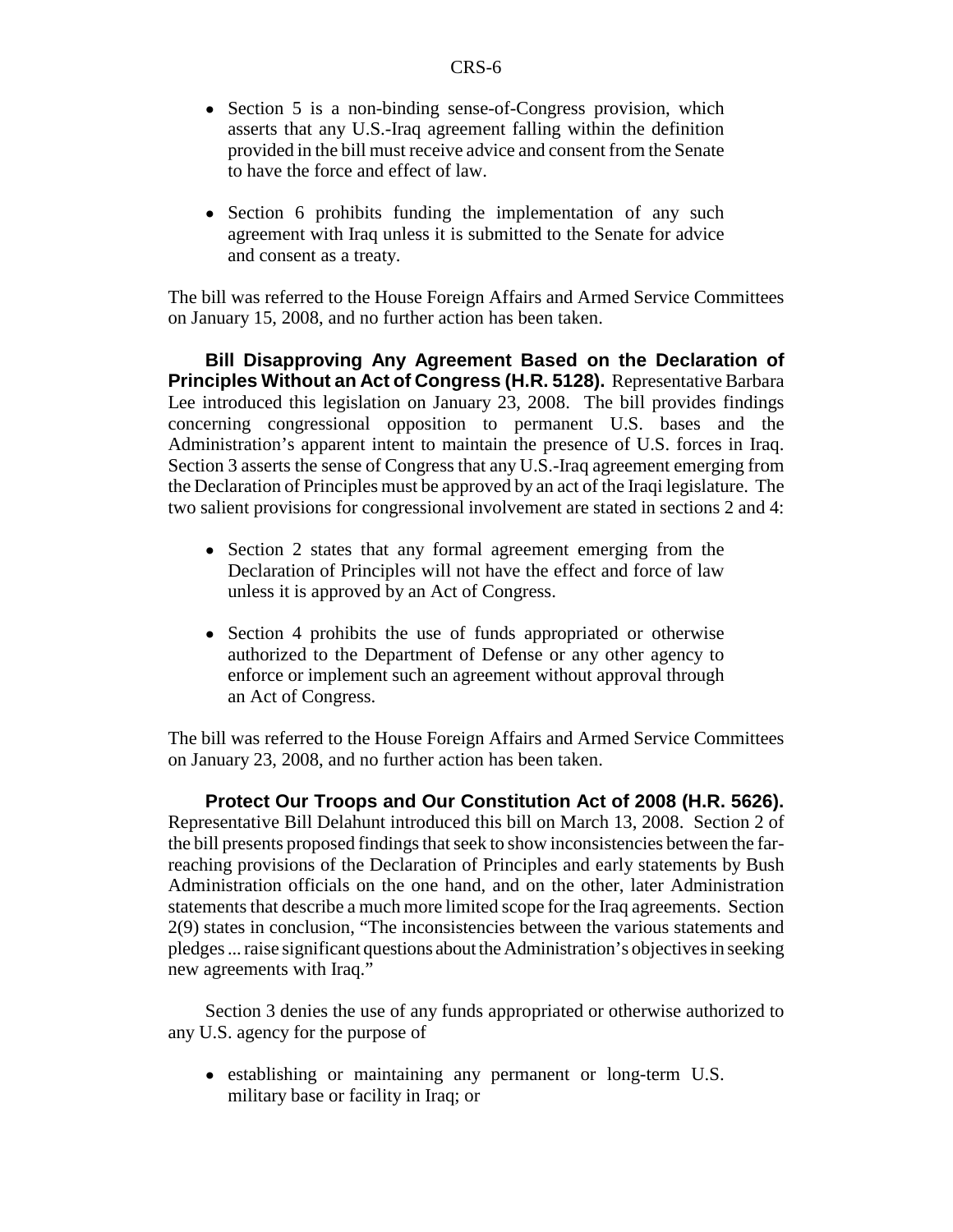- Section 5 is a non-binding sense-of-Congress provision, which asserts that any U.S.-Iraq agreement falling within the definition provided in the bill must receive advice and consent from the Senate to have the force and effect of law.
- Section 6 prohibits funding the implementation of any such agreement with Iraq unless it is submitted to the Senate for advice and consent as a treaty.

The bill was referred to the House Foreign Affairs and Armed Service Committees on January 15, 2008, and no further action has been taken.

**Bill Disapproving Any Agreement Based on the Declaration of Principles Without an Act of Congress (H.R. 5128).** Representative Barbara Lee introduced this legislation on January 23, 2008. The bill provides findings concerning congressional opposition to permanent U.S. bases and the Administration's apparent intent to maintain the presence of U.S. forces in Iraq. Section 3 asserts the sense of Congress that any U.S.-Iraq agreement emerging from the Declaration of Principles must be approved by an act of the Iraqi legislature. The two salient provisions for congressional involvement are stated in sections 2 and 4:

- Section 2 states that any formal agreement emerging from the Declaration of Principles will not have the effect and force of law unless it is approved by an Act of Congress.
- Section 4 prohibits the use of funds appropriated or otherwise authorized to the Department of Defense or any other agency to enforce or implement such an agreement without approval through an Act of Congress.

The bill was referred to the House Foreign Affairs and Armed Service Committees on January 23, 2008, and no further action has been taken.

**Protect Our Troops and Our Constitution Act of 2008 (H.R. 5626).** Representative Bill Delahunt introduced this bill on March 13, 2008. Section 2 of the bill presents proposed findings that seek to show inconsistencies between the far-reaching provisions of the Declaration of Principles and early statements by Bush Administration officials on the one hand, and on the other, later Administration statements that describe a much more limited scope for the Iraq agreements. Section 2(9) states in conclusion, "The inconsistencies between the various statements and pledges ... raise significant questions about the Administration's objectives in seeking new agreements with Iraq."

Section 3 denies the use of any funds appropriated or otherwise authorized to any U.S. agency for the purpose of

- establishing or maintaining any permanent or long-term U.S. military base or facility in Iraq; or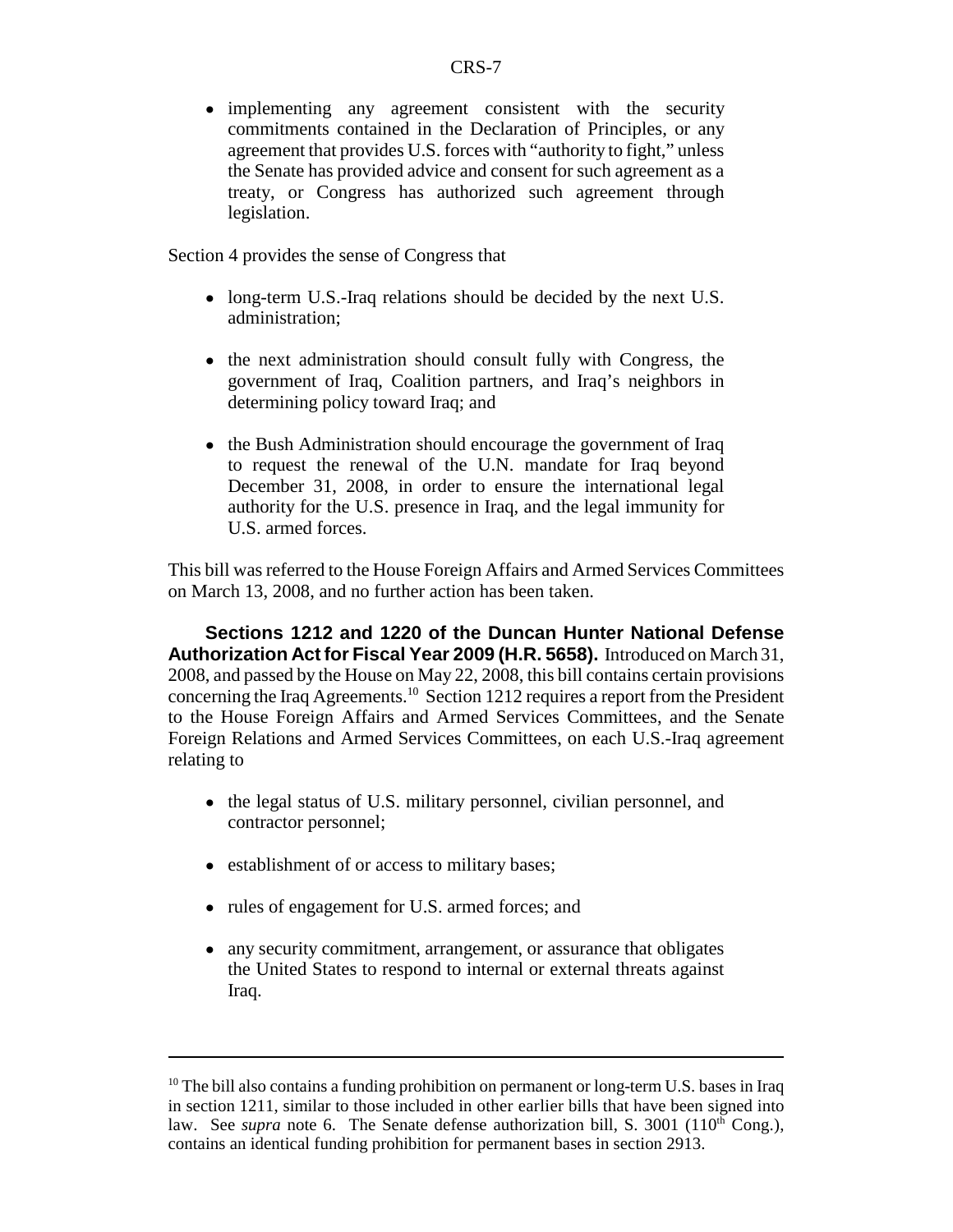- implementing any agreement consistent with the security commitments contained in the Declaration of Principles, or any agreement that provides U.S. forces with "authority to fight," unless the Senate has provided advice and consent for such agreement as a treaty, or Congress has authorized such agreement through legislation.

Section 4 provides the sense of Congress that

- long-term U.S.-Iraq relations should be decided by the next U.S. administration;
- the next administration should consult fully with Congress, the government of Iraq, Coalition partners, and Iraq's neighbors in determining policy toward Iraq; and
- the Bush Administration should encourage the government of Iraq to request the renewal of the U.N. mandate for Iraq beyond December 31, 2008, in order to ensure the international legal authority for the U.S. presence in Iraq, and the legal immunity for U.S. armed forces.

This bill was referred to the House Foreign Affairs and Armed Services Committees on March 13, 2008, and no further action has been taken.

**Sections 1212 and 1220 of the Duncan Hunter National Defense Authorization Act for Fiscal Year 2009 (H.R. 5658).** Introduced on March 31, 2008, and passed by the House on May 22, 2008, this bill contains certain provisions concerning the Iraq Agreements.[10] Section 1212 requires a report from the President to the House Foreign Affairs and Armed Services Committees, and the Senate Foreign Relations and Armed Services Committees, on each U.S.-Iraq agreement relating to

- the legal status of U.S. military personnel, civilian personnel, and contractor personnel;
- establishment of or access to military bases;
- rules of engagement for U.S. armed forces; and
- any security commitment, arrangement, or assurance that obligates the United States to respond to internal or external threats against Iraq.

---

[10] The bill also contains a funding prohibition on permanent or long-term U.S. bases in Iraq in section 1211, similar to those included in other earlier bills that have been signed into law. See *supra* note 6. The Senate defense authorization bill, S. 3001 (110th Cong.), contains an identical funding prohibition for permanent bases in section 2913.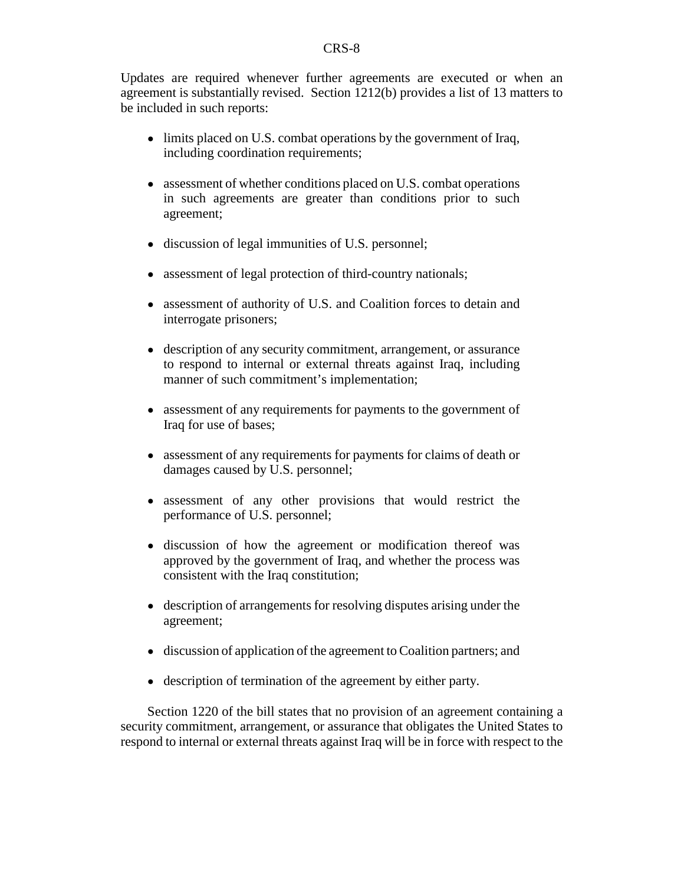Updates are required whenever further agreements are executed or when an agreement is substantially revised. Section 1212(b) provides a list of 13 matters to be included in such reports:

- limits placed on U.S. combat operations by the government of Iraq, including coordination requirements;
- assessment of whether conditions placed on U.S. combat operations in such agreements are greater than conditions prior to such agreement;
- discussion of legal immunities of U.S. personnel;
- assessment of legal protection of third-country nationals;
- assessment of authority of U.S. and Coalition forces to detain and interrogate prisoners;
- description of any security commitment, arrangement, or assurance to respond to internal or external threats against Iraq, including manner of such commitment's implementation;
- assessment of any requirements for payments to the government of Iraq for use of bases;
- assessment of any requirements for payments for claims of death or damages caused by U.S. personnel;
- assessment of any other provisions that would restrict the performance of U.S. personnel;
- discussion of how the agreement or modification thereof was approved by the government of Iraq, and whether the process was consistent with the Iraq constitution;
- description of arrangements for resolving disputes arising under the agreement;
- discussion of application of the agreement to Coalition partners; and
- description of termination of the agreement by either party.

Section 1220 of the bill states that no provision of an agreement containing a security commitment, arrangement, or assurance that obligates the United States to respond to internal or external threats against Iraq will be in force with respect to the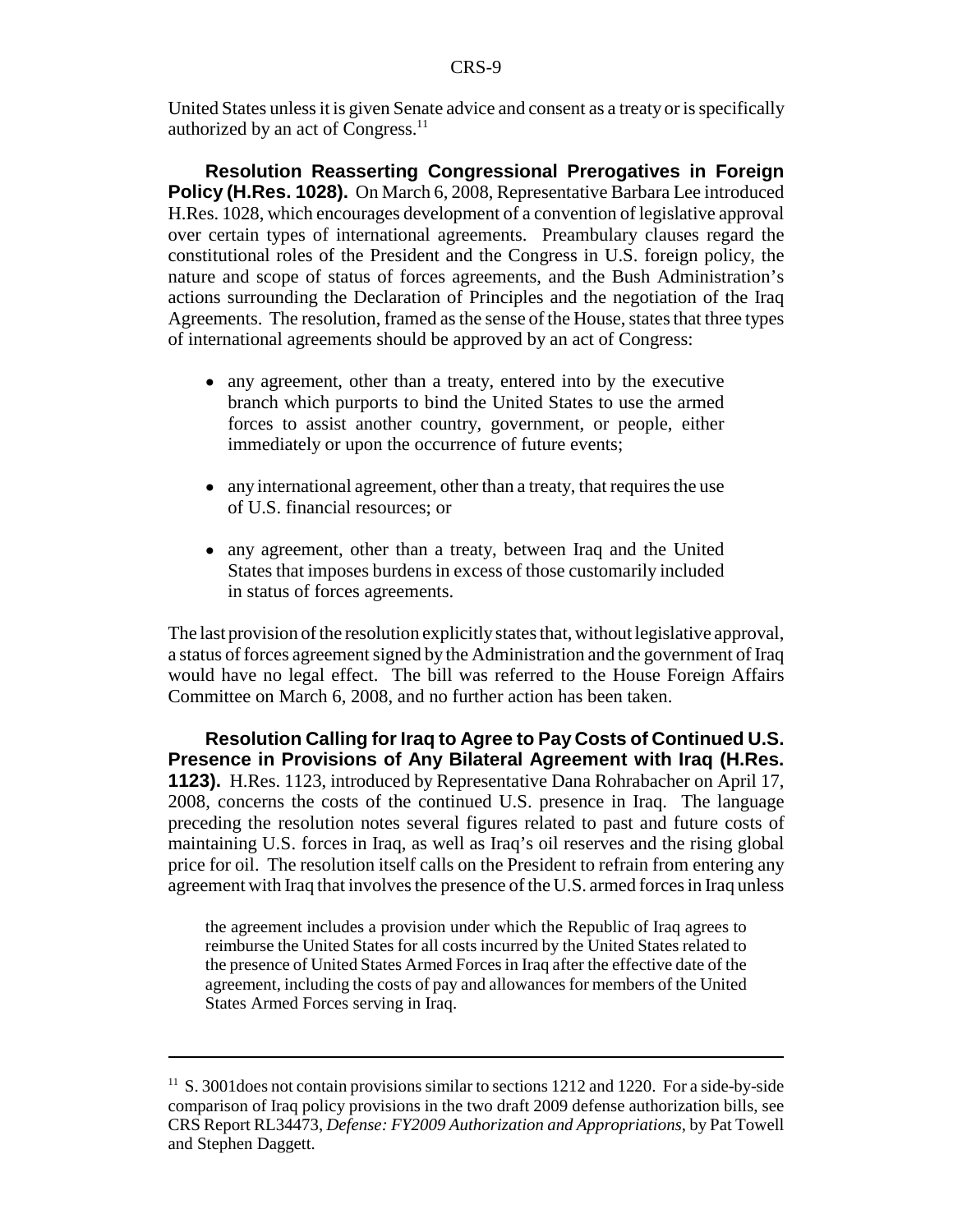United States unless it is given Senate advice and consent as a treaty or is specifically authorized by an act of Congress.[11]

**Resolution Reasserting Congressional Prerogatives in Foreign Policy (H.Res. 1028).** On March 6, 2008, Representative Barbara Lee introduced H.Res. 1028, which encourages development of a convention of legislative approval over certain types of international agreements. Preambulary clauses regard the constitutional roles of the President and the Congress in U.S. foreign policy, the nature and scope of status of forces agreements, and the Bush Administration's actions surrounding the Declaration of Principles and the negotiation of the Iraq Agreements. The resolution, framed as the sense of the House, states that three types of international agreements should be approved by an act of Congress:

- any agreement, other than a treaty, entered into by the executive branch which purports to bind the United States to use the armed forces to assist another country, government, or people, either immediately or upon the occurrence of future events;
- any international agreement, other than a treaty, that requires the use of U.S. financial resources; or
- any agreement, other than a treaty, between Iraq and the United States that imposes burdens in excess of those customarily included in status of forces agreements.

The last provision of the resolution explicitly states that, without legislative approval, a status of forces agreement signed by the Administration and the government of Iraq would have no legal effect. The bill was referred to the House Foreign Affairs Committee on March 6, 2008, and no further action has been taken.

**Resolution Calling for Iraq to Agree to Pay Costs of Continued U.S. Presence in Provisions of Any Bilateral Agreement with Iraq (H.Res. 1123).** H.Res. 1123, introduced by Representative Dana Rohrabacher on April 17, 2008, concerns the costs of the continued U.S. presence in Iraq. The language preceding the resolution notes several figures related to past and future costs of maintaining U.S. forces in Iraq, as well as Iraq's oil reserves and the rising global price for oil. The resolution itself calls on the President to refrain from entering any agreement with Iraq that involves the presence of the U.S. armed forces in Iraq unless

> the agreement includes a provision under which the Republic of Iraq agrees to reimburse the United States for all costs incurred by the United States related to the presence of United States Armed Forces in Iraq after the effective date of the agreement, including the costs of pay and allowances for members of the United States Armed Forces serving in Iraq.

---

[11] S. 3001does not contain provisions similar to sections 1212 and 1220. For a side-by-side comparison of Iraq policy provisions in the two draft 2009 defense authorization bills, see CRS Report RL34473, *Defense: FY2009 Authorization and Appropriations*, by Pat Towell and Stephen Daggett.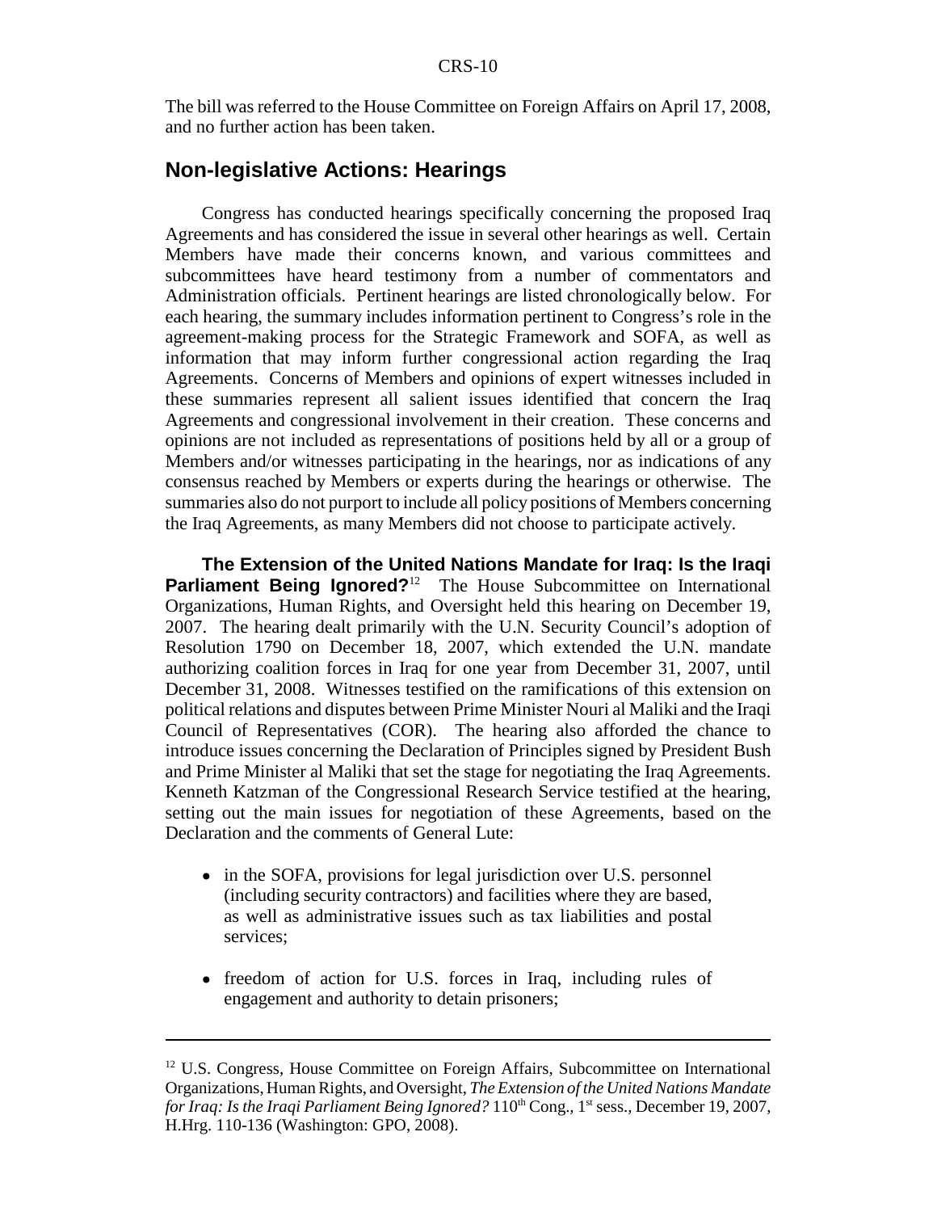The bill was referred to the House Committee on Foreign Affairs on April 17, 2008, and no further action has been taken.

## Non-legislative Actions: Hearings

Congress has conducted hearings specifically concerning the proposed Iraq Agreements and has considered the issue in several other hearings as well. Certain Members have made their concerns known, and various committees and subcommittees have heard testimony from a number of commentators and Administration officials. Pertinent hearings are listed chronologically below. For each hearing, the summary includes information pertinent to Congress's role in the agreement-making process for the Strategic Framework and SOFA, as well as information that may inform further congressional action regarding the Iraq Agreements. Concerns of Members and opinions of expert witnesses included in these summaries represent all salient issues identified that concern the Iraq Agreements and congressional involvement in their creation. These concerns and opinions are not included as representations of positions held by all or a group of Members and/or witnesses participating in the hearings, nor as indications of any consensus reached by Members or experts during the hearings or otherwise. The summaries also do not purport to include all policy positions of Members concerning the Iraq Agreements, as many Members did not choose to participate actively.

**The Extension of the United Nations Mandate for Iraq: Is the Iraqi Parliament Being Ignored?**[12] The House Subcommittee on International Organizations, Human Rights, and Oversight held this hearing on December 19, 2007. The hearing dealt primarily with the U.N. Security Council's adoption of Resolution 1790 on December 18, 2007, which extended the U.N. mandate authorizing coalition forces in Iraq for one year from December 31, 2007, until December 31, 2008. Witnesses testified on the ramifications of this extension on political relations and disputes between Prime Minister Nouri al Maliki and the Iraqi Council of Representatives (COR). The hearing also afforded the chance to introduce issues concerning the Declaration of Principles signed by President Bush and Prime Minister al Maliki that set the stage for negotiating the Iraq Agreements. Kenneth Katzman of the Congressional Research Service testified at the hearing, setting out the main issues for negotiation of these Agreements, based on the Declaration and the comments of General Lute:

- in the SOFA, provisions for legal jurisdiction over U.S. personnel (including security contractors) and facilities where they are based, as well as administrative issues such as tax liabilities and postal services;
- freedom of action for U.S. forces in Iraq, including rules of engagement and authority to detain prisoners;

[12] U.S. Congress, House Committee on Foreign Affairs, Subcommittee on International Organizations, Human Rights, and Oversight, *The Extension of the United Nations Mandate for Iraq: Is the Iraqi Parliament Being Ignored?* 110th Cong., 1st sess., December 19, 2007, H.Hrg. 110-136 (Washington: GPO, 2008).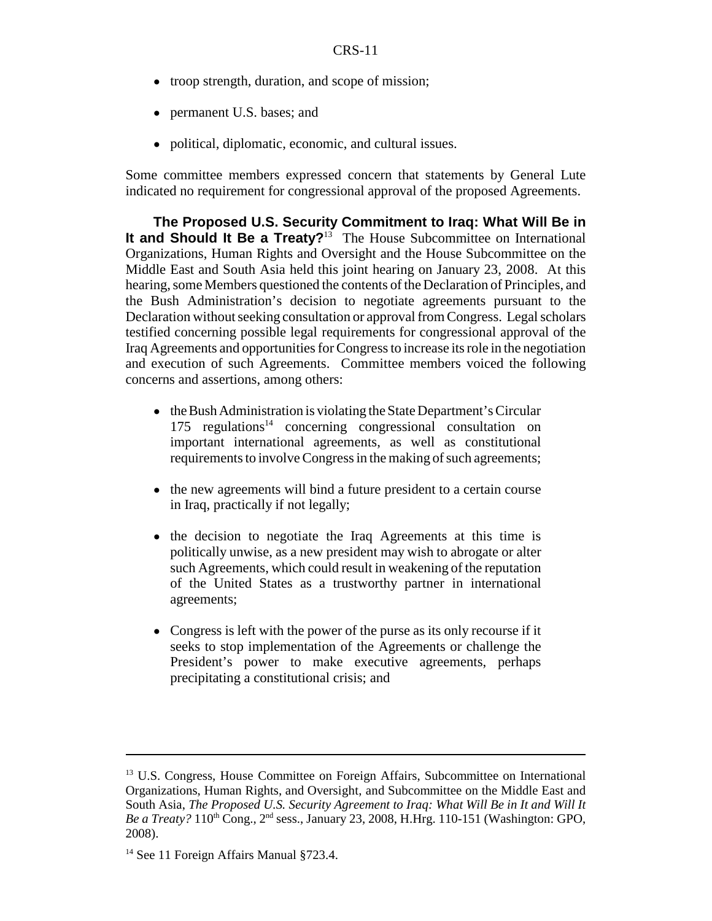- troop strength, duration, and scope of mission;
- permanent U.S. bases; and
- political, diplomatic, economic, and cultural issues.

Some committee members expressed concern that statements by General Lute indicated no requirement for congressional approval of the proposed Agreements.

**The Proposed U.S. Security Commitment to Iraq: What Will Be in It and Should It Be a Treaty?**[13] The House Subcommittee on International Organizations, Human Rights and Oversight and the House Subcommittee on the Middle East and South Asia held this joint hearing on January 23, 2008. At this hearing, some Members questioned the contents of the Declaration of Principles, and the Bush Administration's decision to negotiate agreements pursuant to the Declaration without seeking consultation or approval from Congress. Legal scholars testified concerning possible legal requirements for congressional approval of the Iraq Agreements and opportunities for Congress to increase its role in the negotiation and execution of such Agreements. Committee members voiced the following concerns and assertions, among others:

- the Bush Administration is violating the State Department's Circular 175 regulations[14] concerning congressional consultation on important international agreements, as well as constitutional requirements to involve Congress in the making of such agreements;
- the new agreements will bind a future president to a certain course in Iraq, practically if not legally;
- the decision to negotiate the Iraq Agreements at this time is politically unwise, as a new president may wish to abrogate or alter such Agreements, which could result in weakening of the reputation of the United States as a trustworthy partner in international agreements;
- Congress is left with the power of the purse as its only recourse if it seeks to stop implementation of the Agreements or challenge the President's power to make executive agreements, perhaps precipitating a constitutional crisis; and

---

[13] U.S. Congress, House Committee on Foreign Affairs, Subcommittee on International Organizations, Human Rights, and Oversight, and Subcommittee on the Middle East and South Asia, *The Proposed U.S. Security Agreement to Iraq: What Will Be in It and Will It Be a Treaty?* 110th Cong., 2nd sess., January 23, 2008, H.Hrg. 110-151 (Washington: GPO, 2008).

[14] See 11 Foreign Affairs Manual §723.4.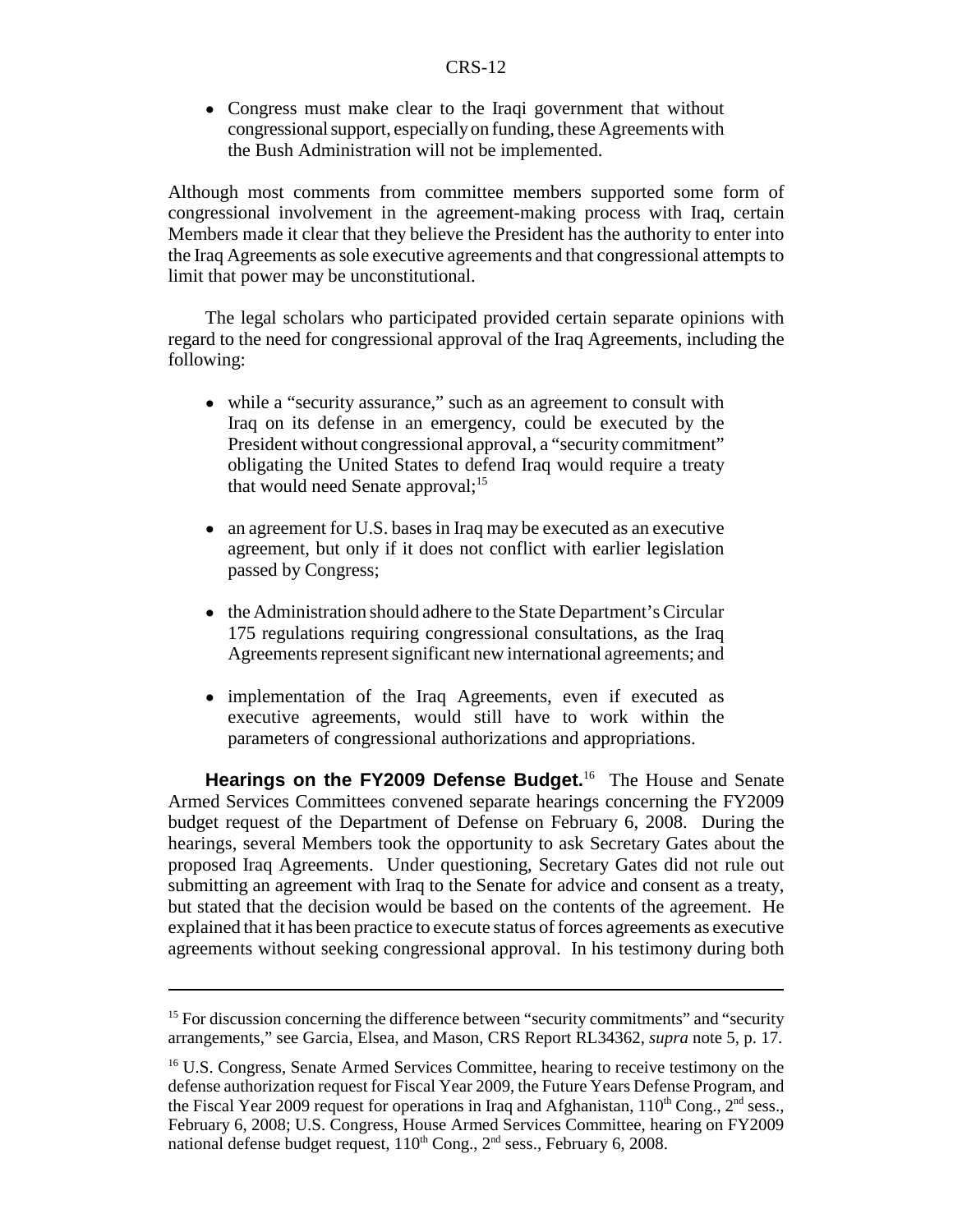- Congress must make clear to the Iraqi government that without congressional support, especially on funding, these Agreements with the Bush Administration will not be implemented.

Although most comments from committee members supported some form of congressional involvement in the agreement-making process with Iraq, certain Members made it clear that they believe the President has the authority to enter into the Iraq Agreements as sole executive agreements and that congressional attempts to limit that power may be unconstitutional.

The legal scholars who participated provided certain separate opinions with regard to the need for congressional approval of the Iraq Agreements, including the following:

- while a "security assurance," such as an agreement to consult with Iraq on its defense in an emergency, could be executed by the President without congressional approval, a "security commitment" obligating the United States to defend Iraq would require a treaty that would need Senate approval;[15]
- an agreement for U.S. bases in Iraq may be executed as an executive agreement, but only if it does not conflict with earlier legislation passed by Congress;
- the Administration should adhere to the State Department's Circular 175 regulations requiring congressional consultations, as the Iraq Agreements represent significant new international agreements; and
- implementation of the Iraq Agreements, even if executed as executive agreements, would still have to work within the parameters of congressional authorizations and appropriations.

**Hearings on the FY2009 Defense Budget.**[16] The House and Senate Armed Services Committees convened separate hearings concerning the FY2009 budget request of the Department of Defense on February 6, 2008. During the hearings, several Members took the opportunity to ask Secretary Gates about the proposed Iraq Agreements. Under questioning, Secretary Gates did not rule out submitting an agreement with Iraq to the Senate for advice and consent as a treaty, but stated that the decision would be based on the contents of the agreement. He explained that it has been practice to execute status of forces agreements as executive agreements without seeking congressional approval. In his testimony during both

---

[15] For discussion concerning the difference between "security commitments" and "security arrangements," see Garcia, Elsea, and Mason, CRS Report RL34362, *supra* note 5, p. 17.

[16] U.S. Congress, Senate Armed Services Committee, hearing to receive testimony on the defense authorization request for Fiscal Year 2009, the Future Years Defense Program, and the Fiscal Year 2009 request for operations in Iraq and Afghanistan, 110th Cong., 2nd sess., February 6, 2008; U.S. Congress, House Armed Services Committee, hearing on FY2009 national defense budget request, 110th Cong., 2nd sess., February 6, 2008.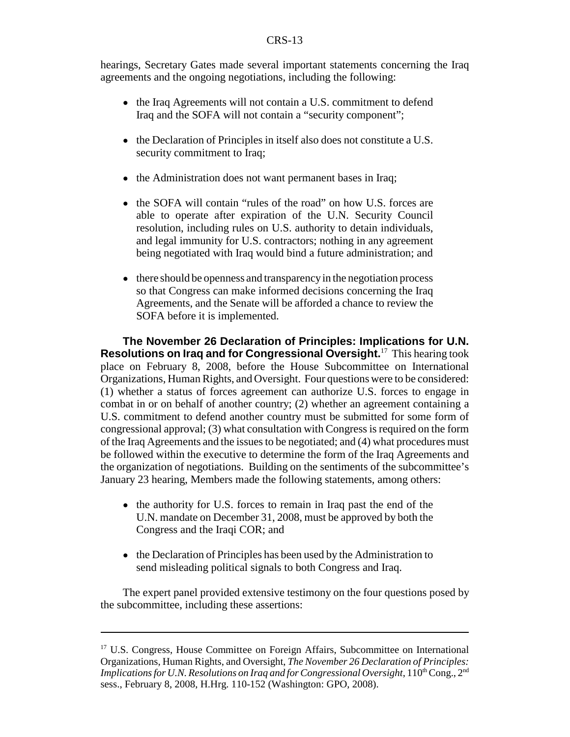hearings, Secretary Gates made several important statements concerning the Iraq agreements and the ongoing negotiations, including the following:

- the Iraq Agreements will not contain a U.S. commitment to defend Iraq and the SOFA will not contain a "security component";
- the Declaration of Principles in itself also does not constitute a U.S. security commitment to Iraq;
- the Administration does not want permanent bases in Iraq;
- the SOFA will contain "rules of the road" on how U.S. forces are able to operate after expiration of the U.N. Security Council resolution, including rules on U.S. authority to detain individuals, and legal immunity for U.S. contractors; nothing in any agreement being negotiated with Iraq would bind a future administration; and
- there should be openness and transparency in the negotiation process so that Congress can make informed decisions concerning the Iraq Agreements, and the Senate will be afforded a chance to review the SOFA before it is implemented.

**The November 26 Declaration of Principles: Implications for U.N. Resolutions on Iraq and for Congressional Oversight.**[17] This hearing took place on February 8, 2008, before the House Subcommittee on International Organizations, Human Rights, and Oversight. Four questions were to be considered: (1) whether a status of forces agreement can authorize U.S. forces to engage in combat in or on behalf of another country; (2) whether an agreement containing a U.S. commitment to defend another country must be submitted for some form of congressional approval; (3) what consultation with Congress is required on the form of the Iraq Agreements and the issues to be negotiated; and (4) what procedures must be followed within the executive to determine the form of the Iraq Agreements and the organization of negotiations. Building on the sentiments of the subcommittee's January 23 hearing, Members made the following statements, among others:

- the authority for U.S. forces to remain in Iraq past the end of the U.N. mandate on December 31, 2008, must be approved by both the Congress and the Iraqi COR; and
- the Declaration of Principles has been used by the Administration to send misleading political signals to both Congress and Iraq.

The expert panel provided extensive testimony on the four questions posed by the subcommittee, including these assertions:

---

[17] U.S. Congress, House Committee on Foreign Affairs, Subcommittee on International Organizations, Human Rights, and Oversight, *The November 26 Declaration of Principles: Implications for U.N. Resolutions on Iraq and for Congressional Oversight*, 110th Cong., 2nd sess., February 8, 2008, H.Hrg. 110-152 (Washington: GPO, 2008).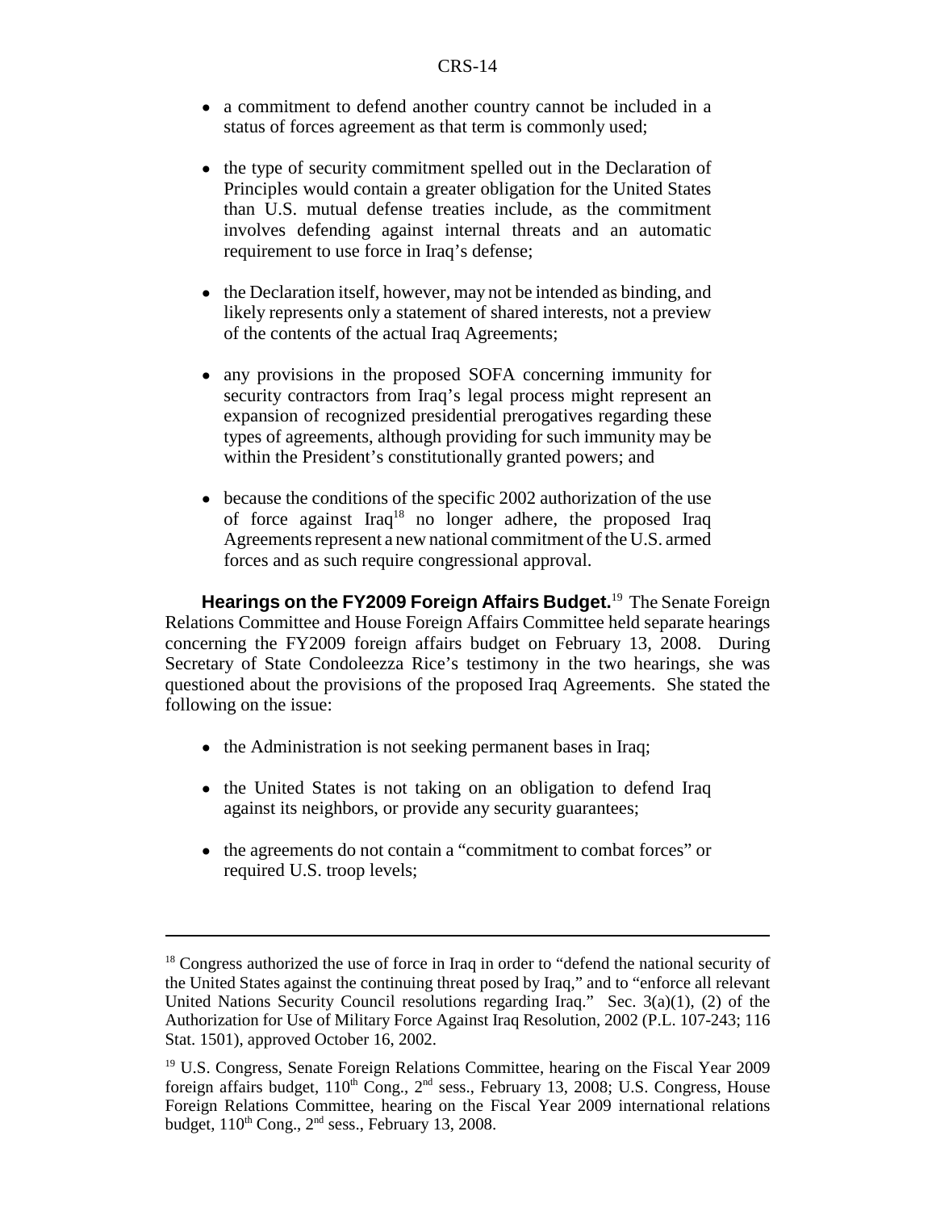- a commitment to defend another country cannot be included in a status of forces agreement as that term is commonly used;

- the type of security commitment spelled out in the Declaration of Principles would contain a greater obligation for the United States than U.S. mutual defense treaties include, as the commitment involves defending against internal threats and an automatic requirement to use force in Iraq's defense;

- the Declaration itself, however, may not be intended as binding, and likely represents only a statement of shared interests, not a preview of the contents of the actual Iraq Agreements;

- any provisions in the proposed SOFA concerning immunity for security contractors from Iraq's legal process might represent an expansion of recognized presidential prerogatives regarding these types of agreements, although providing for such immunity may be within the President's constitutionally granted powers; and

- because the conditions of the specific 2002 authorization of the use of force against Iraq[18] no longer adhere, the proposed Iraq Agreements represent a new national commitment of the U.S. armed forces and as such require congressional approval.

**Hearings on the FY2009 Foreign Affairs Budget.**[19] The Senate Foreign Relations Committee and House Foreign Affairs Committee held separate hearings concerning the FY2009 foreign affairs budget on February 13, 2008. During Secretary of State Condoleezza Rice's testimony in the two hearings, she was questioned about the provisions of the proposed Iraq Agreements. She stated the following on the issue:

- the Administration is not seeking permanent bases in Iraq;

- the United States is not taking on an obligation to defend Iraq against its neighbors, or provide any security guarantees;

- the agreements do not contain a "commitment to combat forces" or required U.S. troop levels;

---

[18] Congress authorized the use of force in Iraq in order to "defend the national security of the United States against the continuing threat posed by Iraq," and to "enforce all relevant United Nations Security Council resolutions regarding Iraq." Sec. 3(a)(1), (2) of the Authorization for Use of Military Force Against Iraq Resolution, 2002 (P.L. 107-243; 116 Stat. 1501), approved October 16, 2002.

[19] U.S. Congress, Senate Foreign Relations Committee, hearing on the Fiscal Year 2009 foreign affairs budget, 110th Cong., 2nd sess., February 13, 2008; U.S. Congress, House Foreign Relations Committee, hearing on the Fiscal Year 2009 international relations budget, 110th Cong., 2nd sess., February 13, 2008.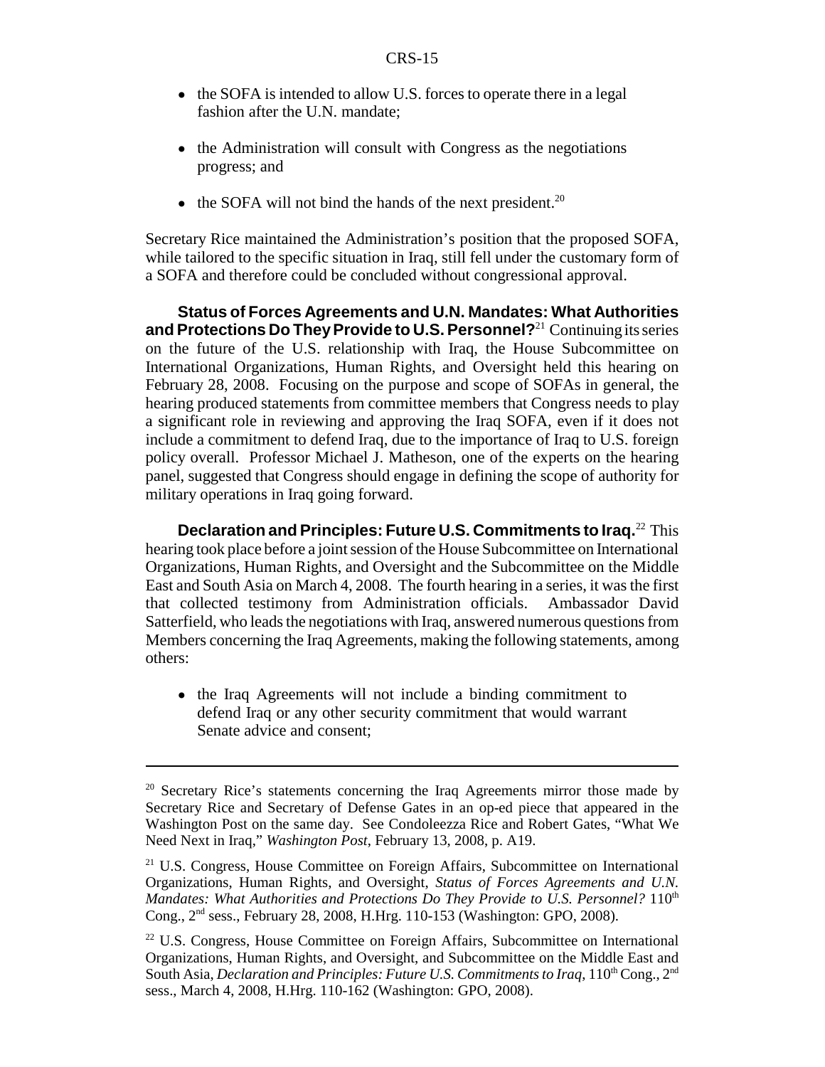- the SOFA is intended to allow U.S. forces to operate there in a legal fashion after the U.N. mandate;
- the Administration will consult with Congress as the negotiations progress; and
- the SOFA will not bind the hands of the next president.[20]

Secretary Rice maintained the Administration's position that the proposed SOFA, while tailored to the specific situation in Iraq, still fell under the customary form of a SOFA and therefore could be concluded without congressional approval.

**Status of Forces Agreements and U.N. Mandates: What Authorities and Protections Do They Provide to U.S. Personnel?**[21] Continuing its series on the future of the U.S. relationship with Iraq, the House Subcommittee on International Organizations, Human Rights, and Oversight held this hearing on February 28, 2008. Focusing on the purpose and scope of SOFAs in general, the hearing produced statements from committee members that Congress needs to play a significant role in reviewing and approving the Iraq SOFA, even if it does not include a commitment to defend Iraq, due to the importance of Iraq to U.S. foreign policy overall. Professor Michael J. Matheson, one of the experts on the hearing panel, suggested that Congress should engage in defining the scope of authority for military operations in Iraq going forward.

**Declaration and Principles: Future U.S. Commitments to Iraq.**[22] This hearing took place before a joint session of the House Subcommittee on International Organizations, Human Rights, and Oversight and the Subcommittee on the Middle East and South Asia on March 4, 2008. The fourth hearing in a series, it was the first that collected testimony from Administration officials. Ambassador David Satterfield, who leads the negotiations with Iraq, answered numerous questions from Members concerning the Iraq Agreements, making the following statements, among others:

- the Iraq Agreements will not include a binding commitment to defend Iraq or any other security commitment that would warrant Senate advice and consent;

---

[20] Secretary Rice's statements concerning the Iraq Agreements mirror those made by Secretary Rice and Secretary of Defense Gates in an op-ed piece that appeared in the Washington Post on the same day. See Condoleezza Rice and Robert Gates, "What We Need Next in Iraq," *Washington Post*, February 13, 2008, p. A19.

[21] U.S. Congress, House Committee on Foreign Affairs, Subcommittee on International Organizations, Human Rights, and Oversight, *Status of Forces Agreements and U.N. Mandates: What Authorities and Protections Do They Provide to U.S. Personnel?* 110th Cong., 2nd sess., February 28, 2008, H.Hrg. 110-153 (Washington: GPO, 2008).

[22] U.S. Congress, House Committee on Foreign Affairs, Subcommittee on International Organizations, Human Rights, and Oversight, and Subcommittee on the Middle East and South Asia, *Declaration and Principles: Future U.S. Commitments to Iraq*, 110th Cong., 2nd sess., March 4, 2008, H.Hrg. 110-162 (Washington: GPO, 2008).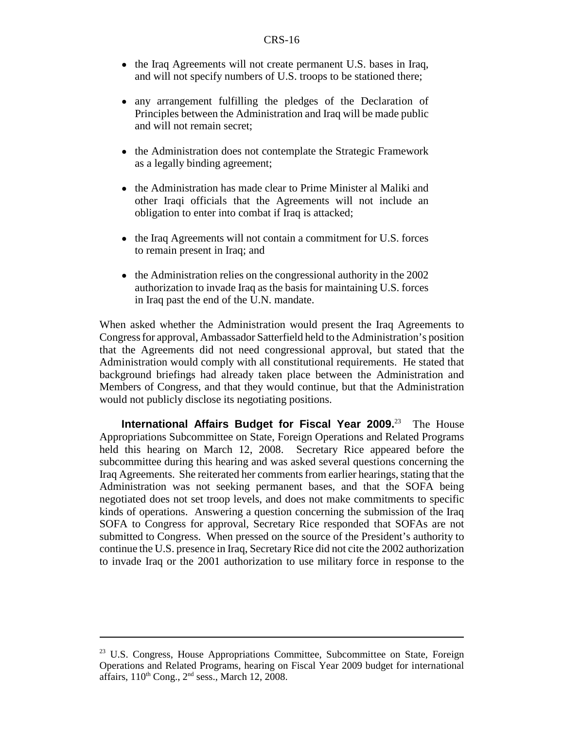- the Iraq Agreements will not create permanent U.S. bases in Iraq, and will not specify numbers of U.S. troops to be stationed there;
- any arrangement fulfilling the pledges of the Declaration of Principles between the Administration and Iraq will be made public and will not remain secret;
- the Administration does not contemplate the Strategic Framework as a legally binding agreement;
- the Administration has made clear to Prime Minister al Maliki and other Iraqi officials that the Agreements will not include an obligation to enter into combat if Iraq is attacked;
- the Iraq Agreements will not contain a commitment for U.S. forces to remain present in Iraq; and
- the Administration relies on the congressional authority in the 2002 authorization to invade Iraq as the basis for maintaining U.S. forces in Iraq past the end of the U.N. mandate.

When asked whether the Administration would present the Iraq Agreements to Congress for approval, Ambassador Satterfield held to the Administration's position that the Agreements did not need congressional approval, but stated that the Administration would comply with all constitutional requirements. He stated that background briefings had already taken place between the Administration and Members of Congress, and that they would continue, but that the Administration would not publicly disclose its negotiating positions.

**International Affairs Budget for Fiscal Year 2009.**[23] The House Appropriations Subcommittee on State, Foreign Operations and Related Programs held this hearing on March 12, 2008. Secretary Rice appeared before the subcommittee during this hearing and was asked several questions concerning the Iraq Agreements. She reiterated her comments from earlier hearings, stating that the Administration was not seeking permanent bases, and that the SOFA being negotiated does not set troop levels, and does not make commitments to specific kinds of operations. Answering a question concerning the submission of the Iraq SOFA to Congress for approval, Secretary Rice responded that SOFAs are not submitted to Congress. When pressed on the source of the President's authority to continue the U.S. presence in Iraq, Secretary Rice did not cite the 2002 authorization to invade Iraq or the 2001 authorization to use military force in response to the

---

[23] U.S. Congress, House Appropriations Committee, Subcommittee on State, Foreign Operations and Related Programs, hearing on Fiscal Year 2009 budget for international affairs, 110th Cong., 2nd sess., March 12, 2008.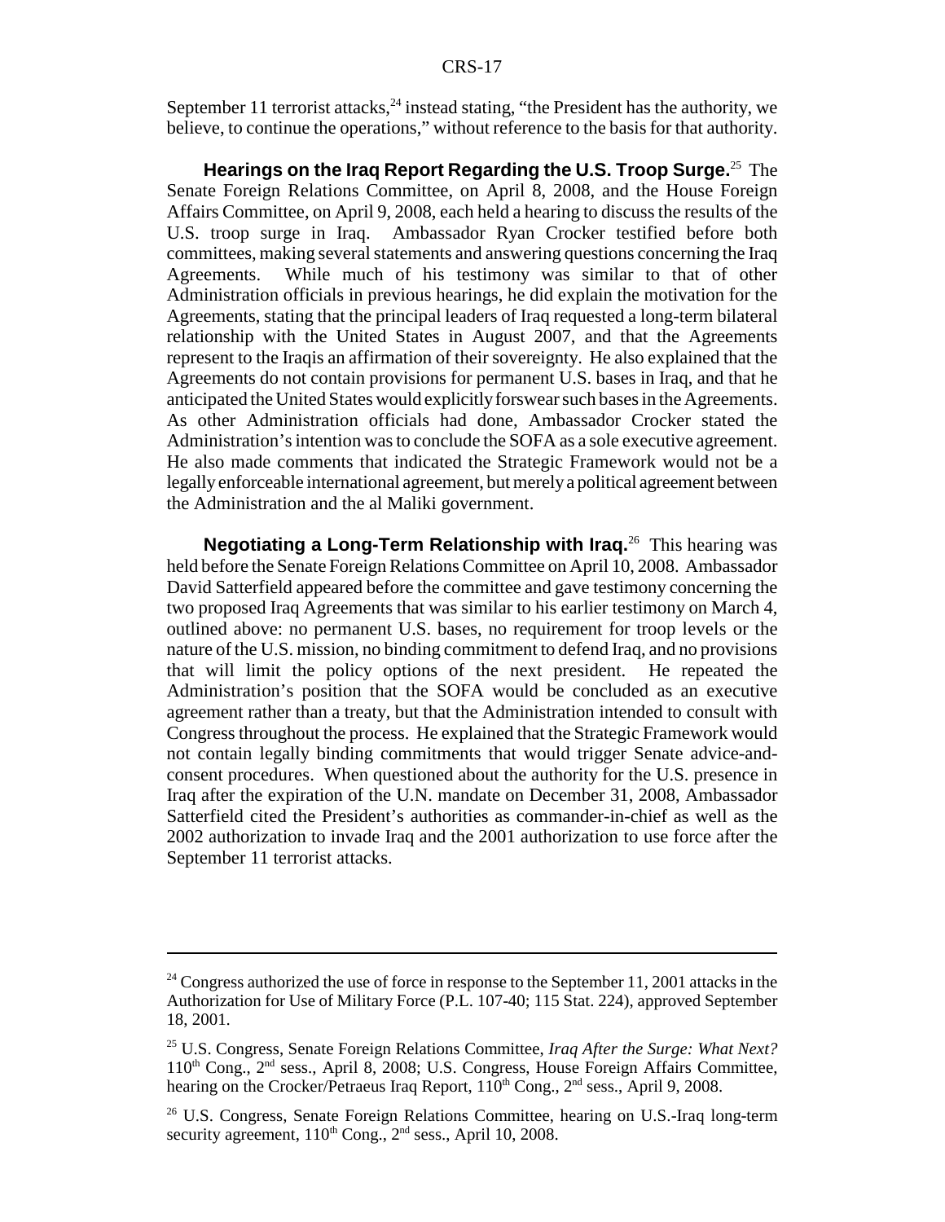September 11 terrorist attacks,[24] instead stating, "the President has the authority, we believe, to continue the operations," without reference to the basis for that authority.

**Hearings on the Iraq Report Regarding the U.S. Troop Surge.**[25] The Senate Foreign Relations Committee, on April 8, 2008, and the House Foreign Affairs Committee, on April 9, 2008, each held a hearing to discuss the results of the U.S. troop surge in Iraq. Ambassador Ryan Crocker testified before both committees, making several statements and answering questions concerning the Iraq Agreements. While much of his testimony was similar to that of other Administration officials in previous hearings, he did explain the motivation for the Agreements, stating that the principal leaders of Iraq requested a long-term bilateral relationship with the United States in August 2007, and that the Agreements represent to the Iraqis an affirmation of their sovereignty. He also explained that the Agreements do not contain provisions for permanent U.S. bases in Iraq, and that he anticipated the United States would explicitly forswear such bases in the Agreements. As other Administration officials had done, Ambassador Crocker stated the Administration's intention was to conclude the SOFA as a sole executive agreement. He also made comments that indicated the Strategic Framework would not be a legally enforceable international agreement, but merely a political agreement between the Administration and the al Maliki government.

**Negotiating a Long-Term Relationship with Iraq.**[26] This hearing was held before the Senate Foreign Relations Committee on April 10, 2008. Ambassador David Satterfield appeared before the committee and gave testimony concerning the two proposed Iraq Agreements that was similar to his earlier testimony on March 4, outlined above: no permanent U.S. bases, no requirement for troop levels or the nature of the U.S. mission, no binding commitment to defend Iraq, and no provisions that will limit the policy options of the next president. He repeated the Administration's position that the SOFA would be concluded as an executive agreement rather than a treaty, but that the Administration intended to consult with Congress throughout the process. He explained that the Strategic Framework would not contain legally binding commitments that would trigger Senate advice-and-consent procedures. When questioned about the authority for the U.S. presence in Iraq after the expiration of the U.N. mandate on December 31, 2008, Ambassador Satterfield cited the President's authorities as commander-in-chief as well as the 2002 authorization to invade Iraq and the 2001 authorization to use force after the September 11 terrorist attacks.

---

[24] Congress authorized the use of force in response to the September 11, 2001 attacks in the Authorization for Use of Military Force (P.L. 107-40; 115 Stat. 224), approved September 18, 2001.

[25] U.S. Congress, Senate Foreign Relations Committee, *Iraq After the Surge: What Next?* 110th Cong., 2nd sess., April 8, 2008; U.S. Congress, House Foreign Affairs Committee, hearing on the Crocker/Petraeus Iraq Report, 110th Cong., 2nd sess., April 9, 2008.

[26] U.S. Congress, Senate Foreign Relations Committee, hearing on U.S.-Iraq long-term security agreement, 110th Cong., 2nd sess., April 10, 2008.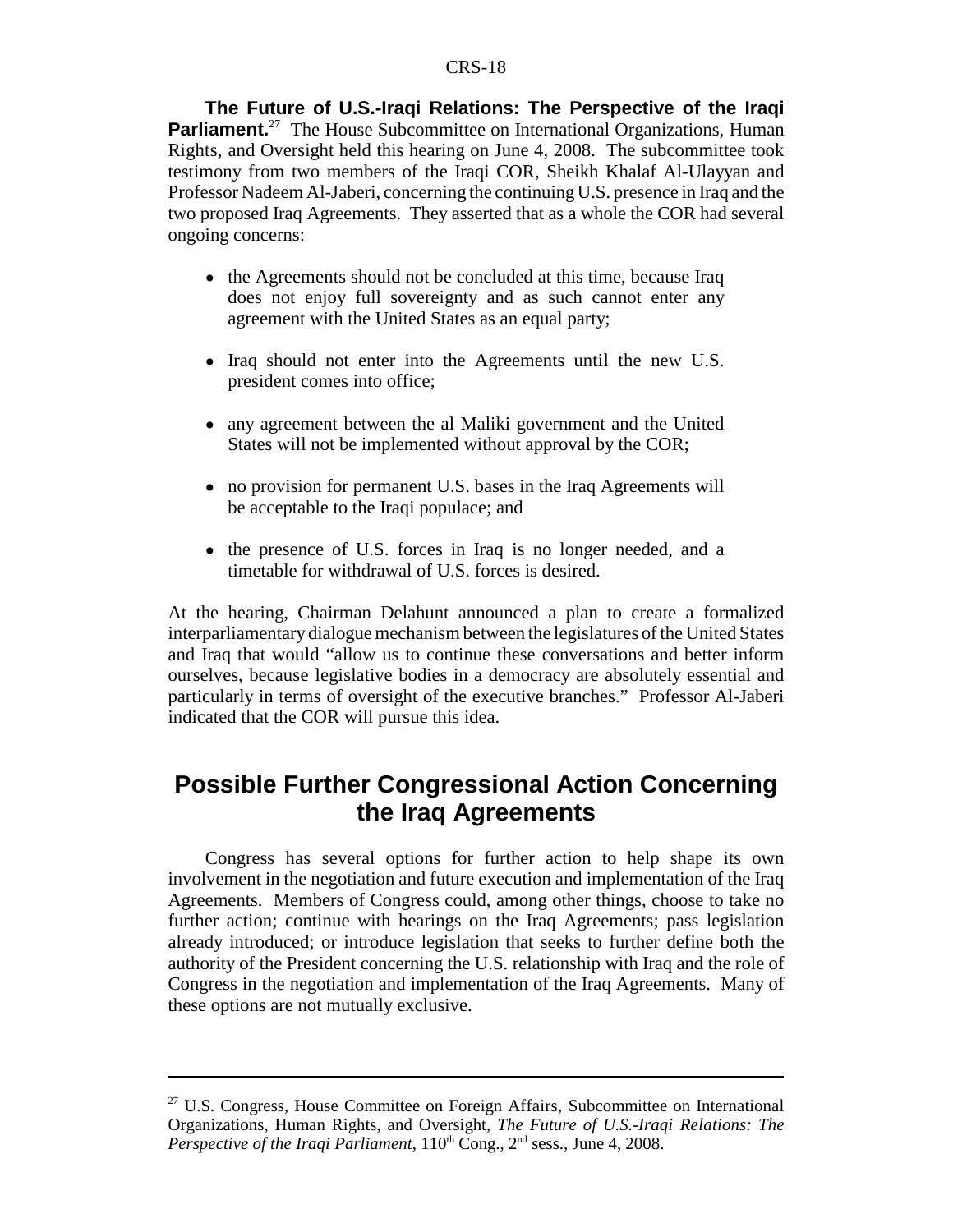**The Future of U.S.-Iraqi Relations: The Perspective of the Iraqi Parliament.**[27] The House Subcommittee on International Organizations, Human Rights, and Oversight held this hearing on June 4, 2008. The subcommittee took testimony from two members of the Iraqi COR, Sheikh Khalaf Al-Ulayyan and Professor Nadeem Al-Jaberi, concerning the continuing U.S. presence in Iraq and the two proposed Iraq Agreements. They asserted that as a whole the COR had several ongoing concerns:

- the Agreements should not be concluded at this time, because Iraq does not enjoy full sovereignty and as such cannot enter any agreement with the United States as an equal party;
- Iraq should not enter into the Agreements until the new U.S. president comes into office;
- any agreement between the al Maliki government and the United States will not be implemented without approval by the COR;
- no provision for permanent U.S. bases in the Iraq Agreements will be acceptable to the Iraqi populace; and
- the presence of U.S. forces in Iraq is no longer needed, and a timetable for withdrawal of U.S. forces is desired.

At the hearing, Chairman Delahunt announced a plan to create a formalized interparliamentary dialogue mechanism between the legislatures of the United States and Iraq that would "allow us to continue these conversations and better inform ourselves, because legislative bodies in a democracy are absolutely essential and particularly in terms of oversight of the executive branches." Professor Al-Jaberi indicated that the COR will pursue this idea.

## Possible Further Congressional Action Concerning the Iraq Agreements

Congress has several options for further action to help shape its own involvement in the negotiation and future execution and implementation of the Iraq Agreements. Members of Congress could, among other things, choose to take no further action; continue with hearings on the Iraq Agreements; pass legislation already introduced; or introduce legislation that seeks to further define both the authority of the President concerning the U.S. relationship with Iraq and the role of Congress in the negotiation and implementation of the Iraq Agreements. Many of these options are not mutually exclusive.

---

[27] U.S. Congress, House Committee on Foreign Affairs, Subcommittee on International Organizations, Human Rights, and Oversight, *The Future of U.S.-Iraqi Relations: The Perspective of the Iraqi Parliament*, 110th Cong., 2nd sess., June 4, 2008.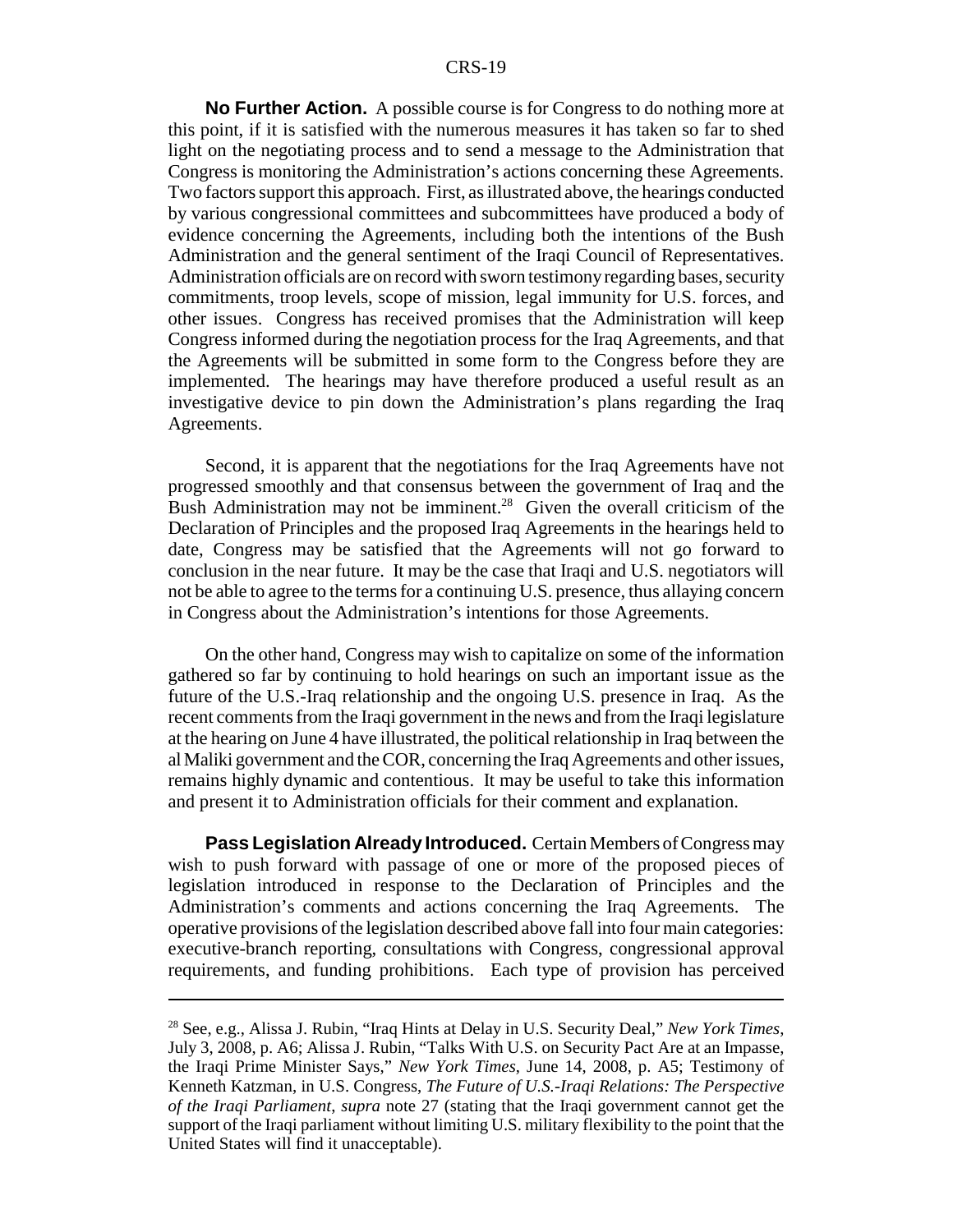**No Further Action.** A possible course is for Congress to do nothing more at this point, if it is satisfied with the numerous measures it has taken so far to shed light on the negotiating process and to send a message to the Administration that Congress is monitoring the Administration's actions concerning these Agreements. Two factors support this approach. First, as illustrated above, the hearings conducted by various congressional committees and subcommittees have produced a body of evidence concerning the Agreements, including both the intentions of the Bush Administration and the general sentiment of the Iraqi Council of Representatives. Administration officials are on record with sworn testimony regarding bases, security commitments, troop levels, scope of mission, legal immunity for U.S. forces, and other issues. Congress has received promises that the Administration will keep Congress informed during the negotiation process for the Iraq Agreements, and that the Agreements will be submitted in some form to the Congress before they are implemented. The hearings may have therefore produced a useful result as an investigative device to pin down the Administration's plans regarding the Iraq Agreements.

Second, it is apparent that the negotiations for the Iraq Agreements have not progressed smoothly and that consensus between the government of Iraq and the Bush Administration may not be imminent.[28] Given the overall criticism of the Declaration of Principles and the proposed Iraq Agreements in the hearings held to date, Congress may be satisfied that the Agreements will not go forward to conclusion in the near future. It may be the case that Iraqi and U.S. negotiators will not be able to agree to the terms for a continuing U.S. presence, thus allaying concern in Congress about the Administration's intentions for those Agreements.

On the other hand, Congress may wish to capitalize on some of the information gathered so far by continuing to hold hearings on such an important issue as the future of the U.S.-Iraq relationship and the ongoing U.S. presence in Iraq. As the recent comments from the Iraqi government in the news and from the Iraqi legislature at the hearing on June 4 have illustrated, the political relationship in Iraq between the al Maliki government and the COR, concerning the Iraq Agreements and other issues, remains highly dynamic and contentious. It may be useful to take this information and present it to Administration officials for their comment and explanation.

**Pass Legislation Already Introduced.** Certain Members of Congress may wish to push forward with passage of one or more of the proposed pieces of legislation introduced in response to the Declaration of Principles and the Administration's comments and actions concerning the Iraq Agreements. The operative provisions of the legislation described above fall into four main categories: executive-branch reporting, consultations with Congress, congressional approval requirements, and funding prohibitions. Each type of provision has perceived

---

[28] See, e.g., Alissa J. Rubin, "Iraq Hints at Delay in U.S. Security Deal," *New York Times*, July 3, 2008, p. A6; Alissa J. Rubin, "Talks With U.S. on Security Pact Are at an Impasse, the Iraqi Prime Minister Says," *New York Times*, June 14, 2008, p. A5; Testimony of Kenneth Katzman, in U.S. Congress, *The Future of U.S.-Iraqi Relations: The Perspective of the Iraqi Parliament*, *supra* note 27 (stating that the Iraqi government cannot get the support of the Iraqi parliament without limiting U.S. military flexibility to the point that the United States will find it unacceptable).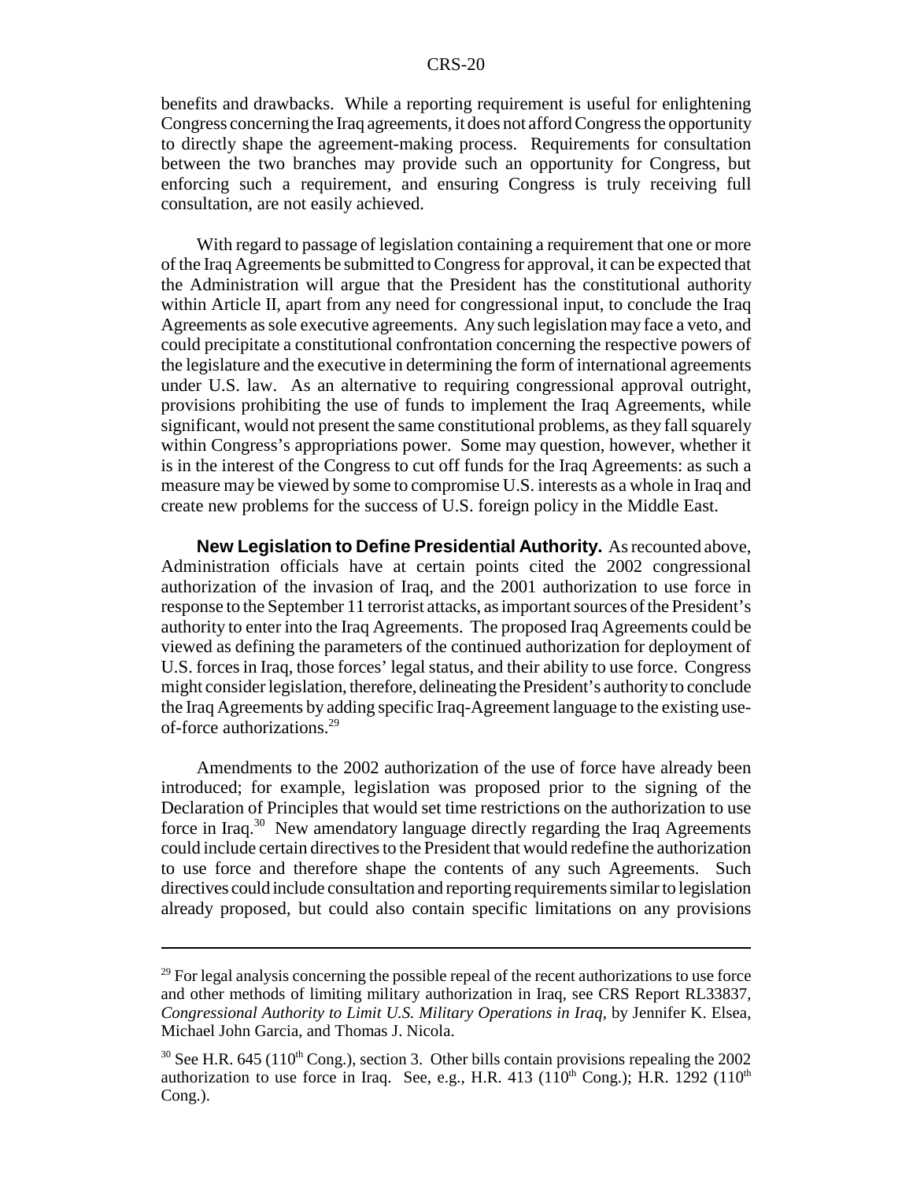benefits and drawbacks. While a reporting requirement is useful for enlightening Congress concerning the Iraq agreements, it does not afford Congress the opportunity to directly shape the agreement-making process. Requirements for consultation between the two branches may provide such an opportunity for Congress, but enforcing such a requirement, and ensuring Congress is truly receiving full consultation, are not easily achieved.

With regard to passage of legislation containing a requirement that one or more of the Iraq Agreements be submitted to Congress for approval, it can be expected that the Administration will argue that the President has the constitutional authority within Article II, apart from any need for congressional input, to conclude the Iraq Agreements as sole executive agreements. Any such legislation may face a veto, and could precipitate a constitutional confrontation concerning the respective powers of the legislature and the executive in determining the form of international agreements under U.S. law. As an alternative to requiring congressional approval outright, provisions prohibiting the use of funds to implement the Iraq Agreements, while significant, would not present the same constitutional problems, as they fall squarely within Congress's appropriations power. Some may question, however, whether it is in the interest of the Congress to cut off funds for the Iraq Agreements: as such a measure may be viewed by some to compromise U.S. interests as a whole in Iraq and create new problems for the success of U.S. foreign policy in the Middle East.

**New Legislation to Define Presidential Authority.** As recounted above, Administration officials have at certain points cited the 2002 congressional authorization of the invasion of Iraq, and the 2001 authorization to use force in response to the September 11 terrorist attacks, as important sources of the President's authority to enter into the Iraq Agreements. The proposed Iraq Agreements could be viewed as defining the parameters of the continued authorization for deployment of U.S. forces in Iraq, those forces' legal status, and their ability to use force. Congress might consider legislation, therefore, delineating the President's authority to conclude the Iraq Agreements by adding specific Iraq-Agreement language to the existing use-of-force authorizations.[29]

Amendments to the 2002 authorization of the use of force have already been introduced; for example, legislation was proposed prior to the signing of the Declaration of Principles that would set time restrictions on the authorization to use force in Iraq.[30] New amendatory language directly regarding the Iraq Agreements could include certain directives to the President that would redefine the authorization to use force and therefore shape the contents of any such Agreements. Such directives could include consultation and reporting requirements similar to legislation already proposed, but could also contain specific limitations on any provisions

---

[29] For legal analysis concerning the possible repeal of the recent authorizations to use force and other methods of limiting military authorization in Iraq, see CRS Report RL33837, *Congressional Authority to Limit U.S. Military Operations in Iraq*, by Jennifer K. Elsea, Michael John Garcia, and Thomas J. Nicola.

[30] See H.R. 645 (110th Cong.), section 3. Other bills contain provisions repealing the 2002 authorization to use force in Iraq. See, e.g., H.R. 413 (110th Cong.); H.R. 1292 (110th Cong.).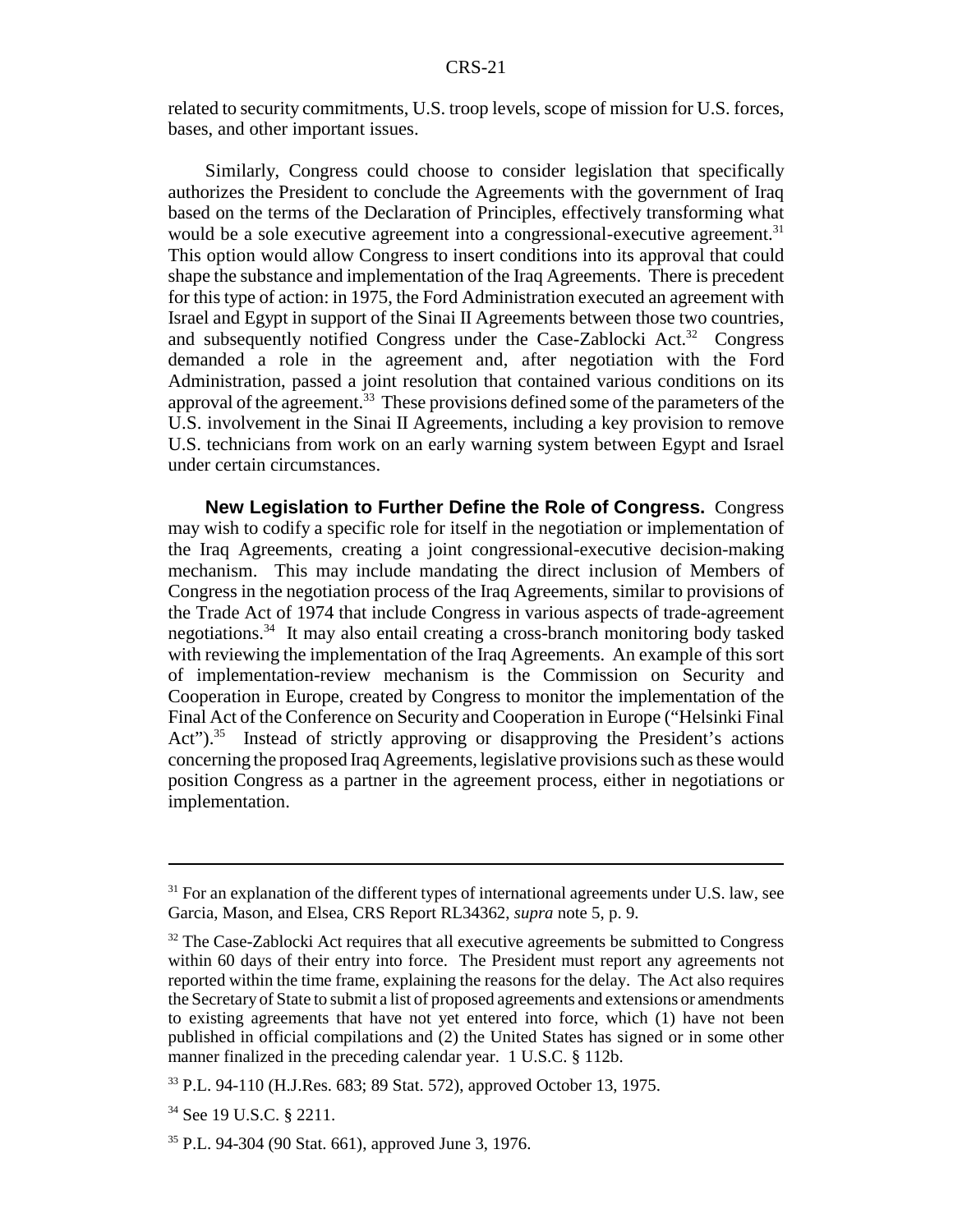related to security commitments, U.S. troop levels, scope of mission for U.S. forces, bases, and other important issues.

Similarly, Congress could choose to consider legislation that specifically authorizes the President to conclude the Agreements with the government of Iraq based on the terms of the Declaration of Principles, effectively transforming what would be a sole executive agreement into a congressional-executive agreement.[31] This option would allow Congress to insert conditions into its approval that could shape the substance and implementation of the Iraq Agreements. There is precedent for this type of action: in 1975, the Ford Administration executed an agreement with Israel and Egypt in support of the Sinai II Agreements between those two countries, and subsequently notified Congress under the Case-Zablocki Act.[32] Congress demanded a role in the agreement and, after negotiation with the Ford Administration, passed a joint resolution that contained various conditions on its approval of the agreement.[33] These provisions defined some of the parameters of the U.S. involvement in the Sinai II Agreements, including a key provision to remove U.S. technicians from work on an early warning system between Egypt and Israel under certain circumstances.

**New Legislation to Further Define the Role of Congress.** Congress may wish to codify a specific role for itself in the negotiation or implementation of the Iraq Agreements, creating a joint congressional-executive decision-making mechanism. This may include mandating the direct inclusion of Members of Congress in the negotiation process of the Iraq Agreements, similar to provisions of the Trade Act of 1974 that include Congress in various aspects of trade-agreement negotiations.[34] It may also entail creating a cross-branch monitoring body tasked with reviewing the implementation of the Iraq Agreements. An example of this sort of implementation-review mechanism is the Commission on Security and Cooperation in Europe, created by Congress to monitor the implementation of the Final Act of the Conference on Security and Cooperation in Europe ("Helsinki Final Act").[35] Instead of strictly approving or disapproving the President's actions concerning the proposed Iraq Agreements, legislative provisions such as these would position Congress as a partner in the agreement process, either in negotiations or implementation.

---

[31] For an explanation of the different types of international agreements under U.S. law, see Garcia, Mason, and Elsea, CRS Report RL34362, *supra* note 5, p. 9.

[32] The Case-Zablocki Act requires that all executive agreements be submitted to Congress within 60 days of their entry into force. The President must report any agreements not reported within the time frame, explaining the reasons for the delay. The Act also requires the Secretary of State to submit a list of proposed agreements and extensions or amendments to existing agreements that have not yet entered into force, which (1) have not been published in official compilations and (2) the United States has signed or in some other manner finalized in the preceding calendar year. 1 U.S.C. § 112b.

[33] P.L. 94-110 (H.J.Res. 683; 89 Stat. 572), approved October 13, 1975.

[34] See 19 U.S.C. § 2211.

[35] P.L. 94-304 (90 Stat. 661), approved June 3, 1976.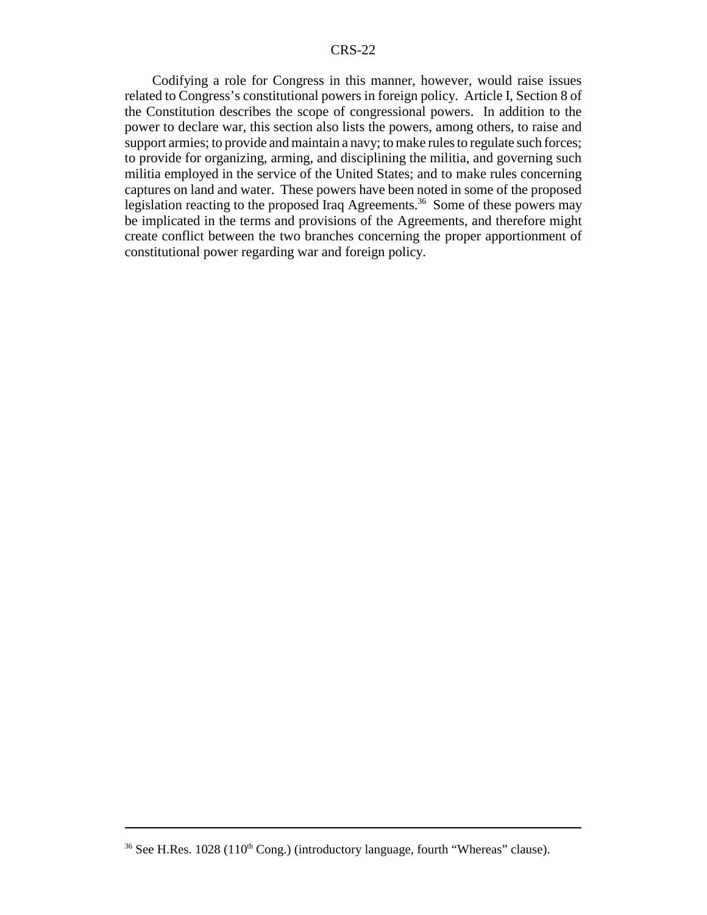Codifying a role for Congress in this manner, however, would raise issues related to Congress's constitutional powers in foreign policy. Article I, Section 8 of the Constitution describes the scope of congressional powers. In addition to the power to declare war, this section also lists the powers, among others, to raise and support armies; to provide and maintain a navy; to make rules to regulate such forces; to provide for organizing, arming, and disciplining the militia, and governing such militia employed in the service of the United States; and to make rules concerning captures on land and water. These powers have been noted in some of the proposed legislation reacting to the proposed Iraq Agreements.[36] Some of these powers may be implicated in the terms and provisions of the Agreements, and therefore might create conflict between the two branches concerning the proper apportionment of constitutional power regarding war and foreign policy.

---

[36] See H.Res. 1028 (110th Cong.) (introductory language, fourth "Whereas" clause).